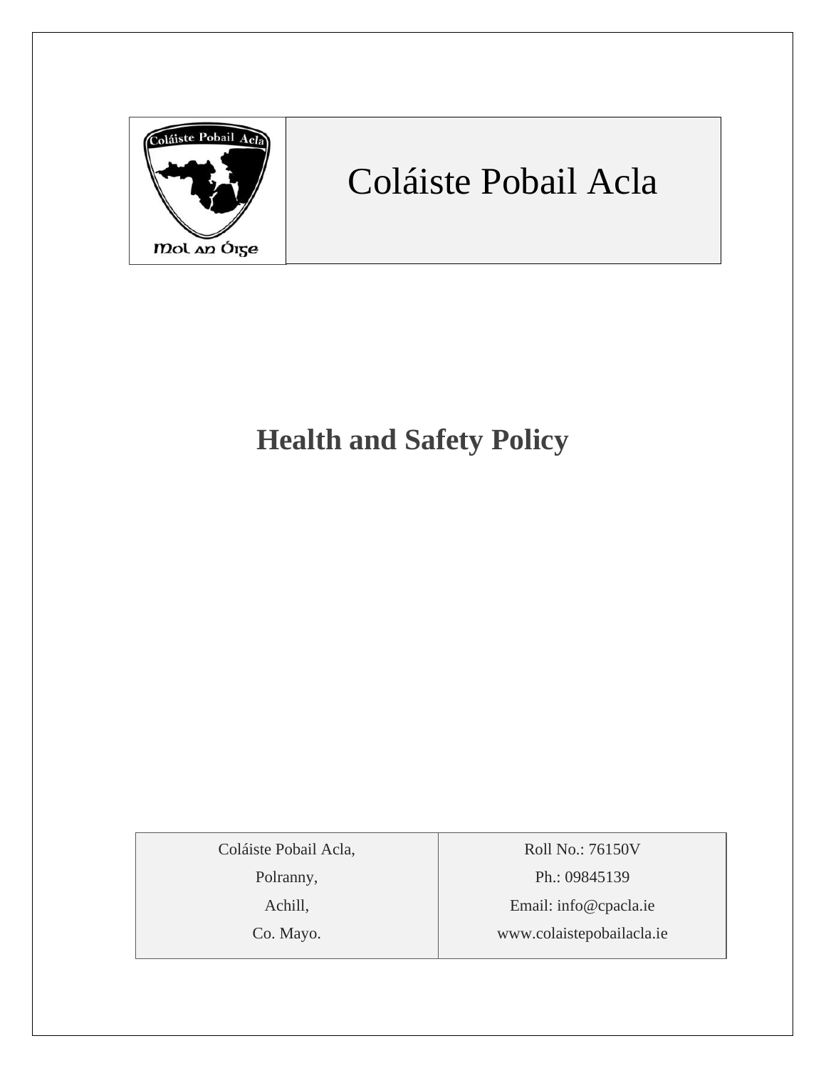# Coláiste Pobail Acla

## Health and Safety Policy

| | |
|---|---|
| Coláiste Pobail Acla,<br>Polranny,<br>Achill,<br>Co. Mayo. | Roll No.: 76150V<br>Ph.: 09845139<br>Email: info@cpacla.ie<br>www.colaistepobailacla.ie |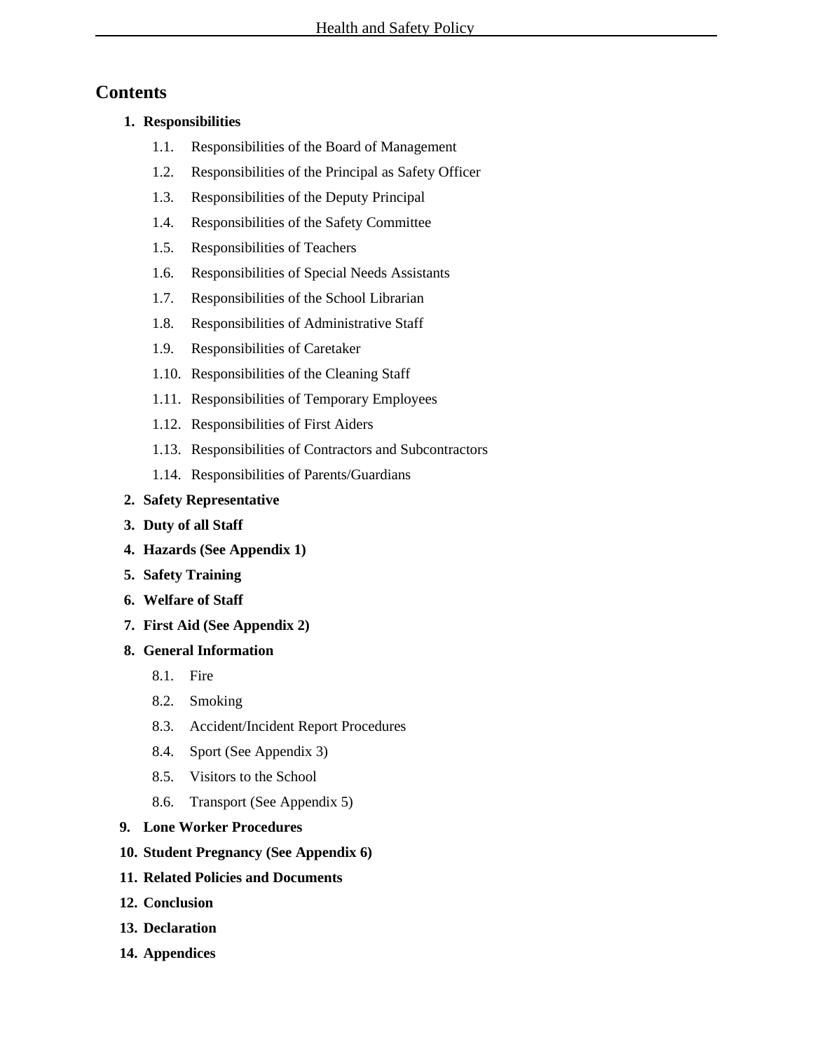## Contents

1. **Responsibilities**
    - 1.1. Responsibilities of the Board of Management
    - 1.2. Responsibilities of the Principal as Safety Officer
    - 1.3. Responsibilities of the Deputy Principal
    - 1.4. Responsibilities of the Safety Committee
    - 1.5. Responsibilities of Teachers
    - 1.6. Responsibilities of Special Needs Assistants
    - 1.7. Responsibilities of the School Librarian
    - 1.8. Responsibilities of Administrative Staff
    - 1.9. Responsibilities of Caretaker
    - 1.10. Responsibilities of the Cleaning Staff
    - 1.11. Responsibilities of Temporary Employees
    - 1.12. Responsibilities of First Aiders
    - 1.13. Responsibilities of Contractors and Subcontractors
    - 1.14. Responsibilities of Parents/Guardians
2. **Safety Representative**
3. **Duty of all Staff**
4. **Hazards (See Appendix 1)**
5. **Safety Training**
6. **Welfare of Staff**
7. **First Aid (See Appendix 2)**
8. **General Information**
    - 8.1. Fire
    - 8.2. Smoking
    - 8.3. Accident/Incident Report Procedures
    - 8.4. Sport (See Appendix 3)
    - 8.5. Visitors to the School
    - 8.6. Transport (See Appendix 5)
9. **Lone Worker Procedures**
10. **Student Pregnancy (See Appendix 6)**
11. **Related Policies and Documents**
12. **Conclusion**
13. **Declaration**
14. **Appendices**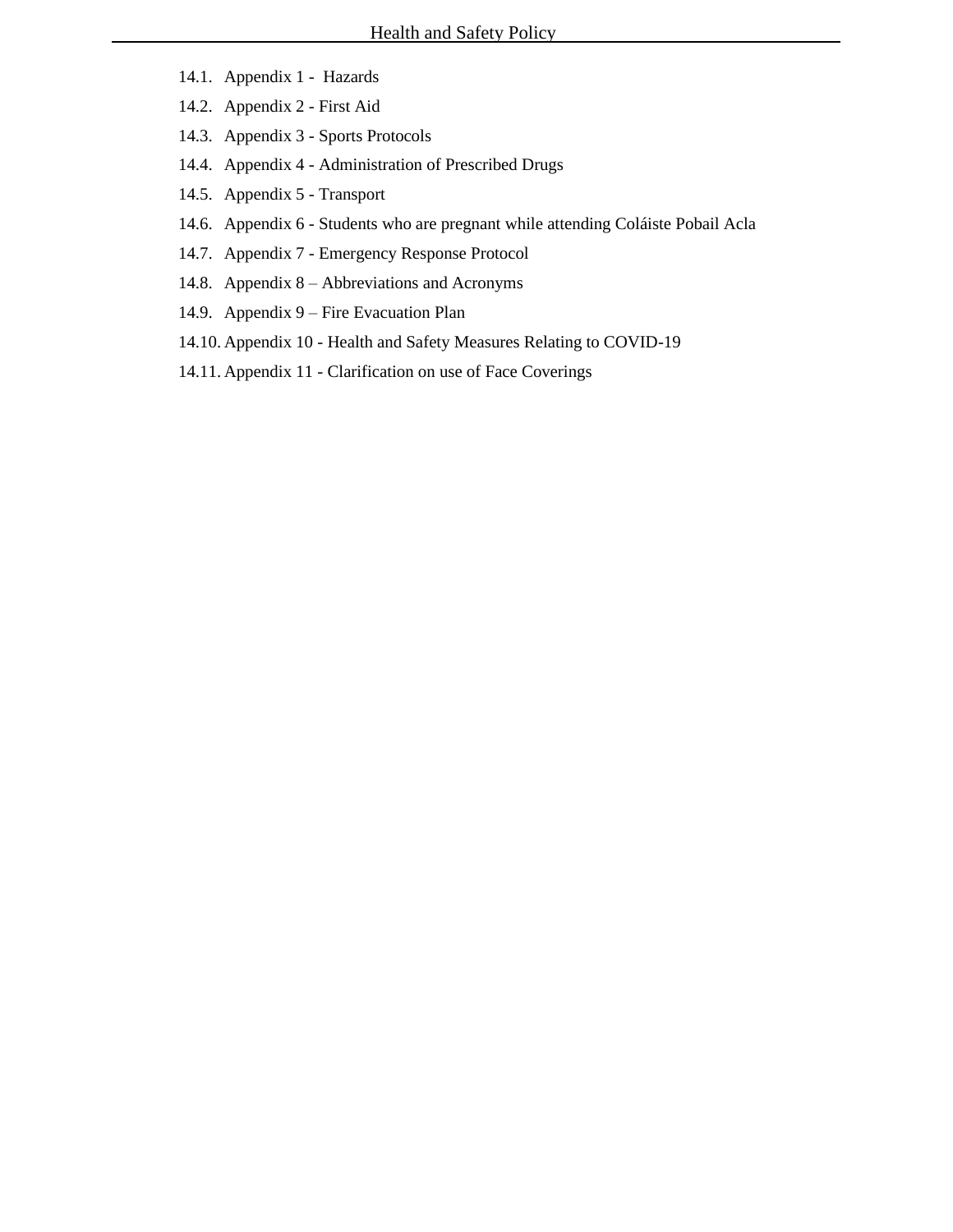14.1. Appendix 1 - Hazards

14.2. Appendix 2 - First Aid

14.3. Appendix 3 - Sports Protocols

14.4. Appendix 4 - Administration of Prescribed Drugs

14.5. Appendix 5 - Transport

14.6. Appendix 6 - Students who are pregnant while attending Coláiste Pobail Acla

14.7. Appendix 7 - Emergency Response Protocol

14.8. Appendix 8 – Abbreviations and Acronyms

14.9. Appendix 9 – Fire Evacuation Plan

14.10. Appendix 10 - Health and Safety Measures Relating to COVID-19

14.11. Appendix 11 - Clarification on use of Face Coverings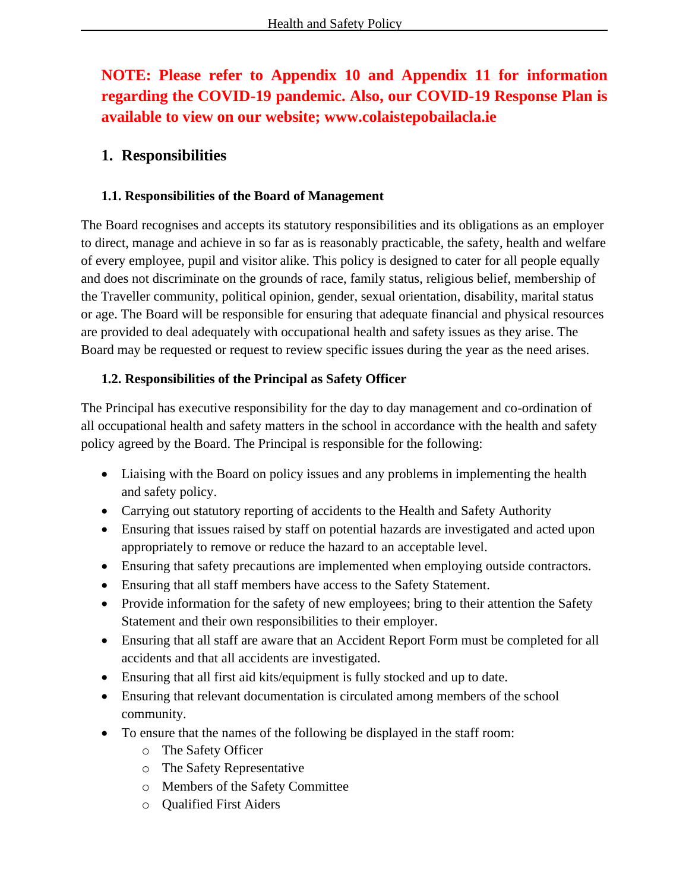**NOTE: Please refer to Appendix 10 and Appendix 11 for information regarding the COVID-19 pandemic. Also, our COVID-19 Response Plan is available to view on our website; www.colaistepobailacla.ie**

## 1. Responsibilities

### 1.1. Responsibilities of the Board of Management

The Board recognises and accepts its statutory responsibilities and its obligations as an employer to direct, manage and achieve in so far as is reasonably practicable, the safety, health and welfare of every employee, pupil and visitor alike. This policy is designed to cater for all people equally and does not discriminate on the grounds of race, family status, religious belief, membership of the Traveller community, political opinion, gender, sexual orientation, disability, marital status or age. The Board will be responsible for ensuring that adequate financial and physical resources are provided to deal adequately with occupational health and safety issues as they arise. The Board may be requested or request to review specific issues during the year as the need arises.

### 1.2. Responsibilities of the Principal as Safety Officer

The Principal has executive responsibility for the day to day management and co-ordination of all occupational health and safety matters in the school in accordance with the health and safety policy agreed by the Board. The Principal is responsible for the following:

- Liaising with the Board on policy issues and any problems in implementing the health and safety policy.
- Carrying out statutory reporting of accidents to the Health and Safety Authority
- Ensuring that issues raised by staff on potential hazards are investigated and acted upon appropriately to remove or reduce the hazard to an acceptable level.
- Ensuring that safety precautions are implemented when employing outside contractors.
- Ensuring that all staff members have access to the Safety Statement.
- Provide information for the safety of new employees; bring to their attention the Safety Statement and their own responsibilities to their employer.
- Ensuring that all staff are aware that an Accident Report Form must be completed for all accidents and that all accidents are investigated.
- Ensuring that all first aid kits/equipment is fully stocked and up to date.
- Ensuring that relevant documentation is circulated among members of the school community.
- To ensure that the names of the following be displayed in the staff room:
  - The Safety Officer
  - The Safety Representative
  - Members of the Safety Committee
  - Qualified First Aiders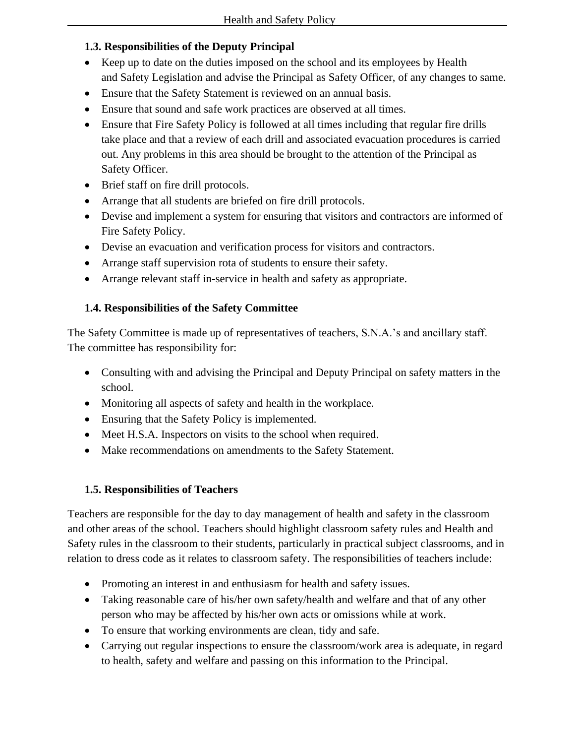### 1.3. Responsibilities of the Deputy Principal

- Keep up to date on the duties imposed on the school and its employees by Health and Safety Legislation and advise the Principal as Safety Officer, of any changes to same.
- Ensure that the Safety Statement is reviewed on an annual basis.
- Ensure that sound and safe work practices are observed at all times.
- Ensure that Fire Safety Policy is followed at all times including that regular fire drills take place and that a review of each drill and associated evacuation procedures is carried out. Any problems in this area should be brought to the attention of the Principal as Safety Officer.
- Brief staff on fire drill protocols.
- Arrange that all students are briefed on fire drill protocols.
- Devise and implement a system for ensuring that visitors and contractors are informed of Fire Safety Policy.
- Devise an evacuation and verification process for visitors and contractors.
- Arrange staff supervision rota of students to ensure their safety.
- Arrange relevant staff in-service in health and safety as appropriate.

### 1.4. Responsibilities of the Safety Committee

The Safety Committee is made up of representatives of teachers, S.N.A.'s and ancillary staff. The committee has responsibility for:

- Consulting with and advising the Principal and Deputy Principal on safety matters in the school.
- Monitoring all aspects of safety and health in the workplace.
- Ensuring that the Safety Policy is implemented.
- Meet H.S.A. Inspectors on visits to the school when required.
- Make recommendations on amendments to the Safety Statement.

### 1.5. Responsibilities of Teachers

Teachers are responsible for the day to day management of health and safety in the classroom and other areas of the school. Teachers should highlight classroom safety rules and Health and Safety rules in the classroom to their students, particularly in practical subject classrooms, and in relation to dress code as it relates to classroom safety. The responsibilities of teachers include:

- Promoting an interest in and enthusiasm for health and safety issues.
- Taking reasonable care of his/her own safety/health and welfare and that of any other person who may be affected by his/her own acts or omissions while at work.
- To ensure that working environments are clean, tidy and safe.
- Carrying out regular inspections to ensure the classroom/work area is adequate, in regard to health, safety and welfare and passing on this information to the Principal.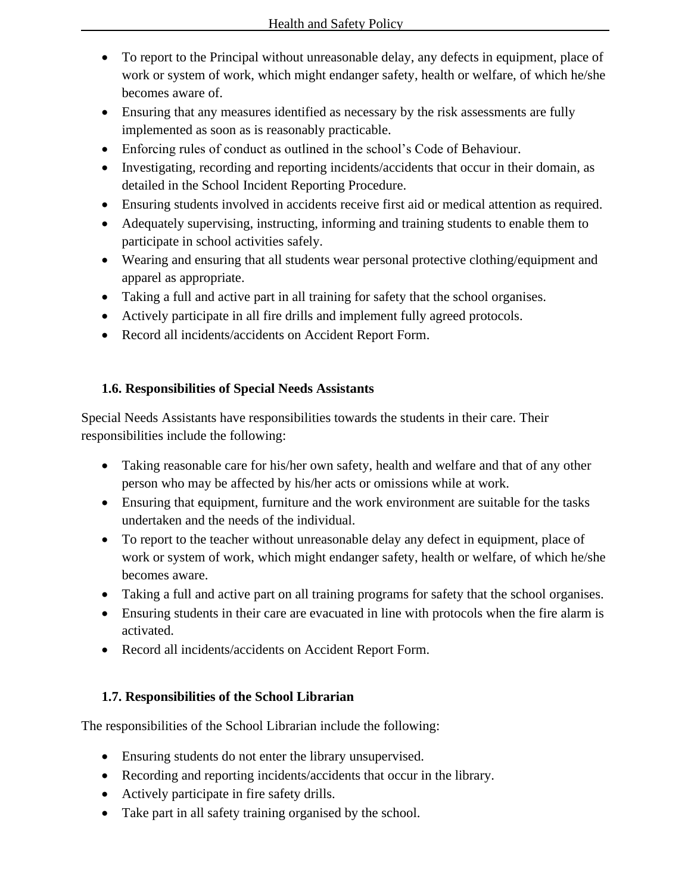- To report to the Principal without unreasonable delay, any defects in equipment, place of work or system of work, which might endanger safety, health or welfare, of which he/she becomes aware of.
- Ensuring that any measures identified as necessary by the risk assessments are fully implemented as soon as is reasonably practicable.
- Enforcing rules of conduct as outlined in the school's Code of Behaviour.
- Investigating, recording and reporting incidents/accidents that occur in their domain, as detailed in the School Incident Reporting Procedure.
- Ensuring students involved in accidents receive first aid or medical attention as required.
- Adequately supervising, instructing, informing and training students to enable them to participate in school activities safely.
- Wearing and ensuring that all students wear personal protective clothing/equipment and apparel as appropriate.
- Taking a full and active part in all training for safety that the school organises.
- Actively participate in all fire drills and implement fully agreed protocols.
- Record all incidents/accidents on Accident Report Form.

### 1.6. Responsibilities of Special Needs Assistants

Special Needs Assistants have responsibilities towards the students in their care. Their responsibilities include the following:

- Taking reasonable care for his/her own safety, health and welfare and that of any other person who may be affected by his/her acts or omissions while at work.
- Ensuring that equipment, furniture and the work environment are suitable for the tasks undertaken and the needs of the individual.
- To report to the teacher without unreasonable delay any defect in equipment, place of work or system of work, which might endanger safety, health or welfare, of which he/she becomes aware.
- Taking a full and active part on all training programs for safety that the school organises.
- Ensuring students in their care are evacuated in line with protocols when the fire alarm is activated.
- Record all incidents/accidents on Accident Report Form.

### 1.7. Responsibilities of the School Librarian

The responsibilities of the School Librarian include the following:

- Ensuring students do not enter the library unsupervised.
- Recording and reporting incidents/accidents that occur in the library.
- Actively participate in fire safety drills.
- Take part in all safety training organised by the school.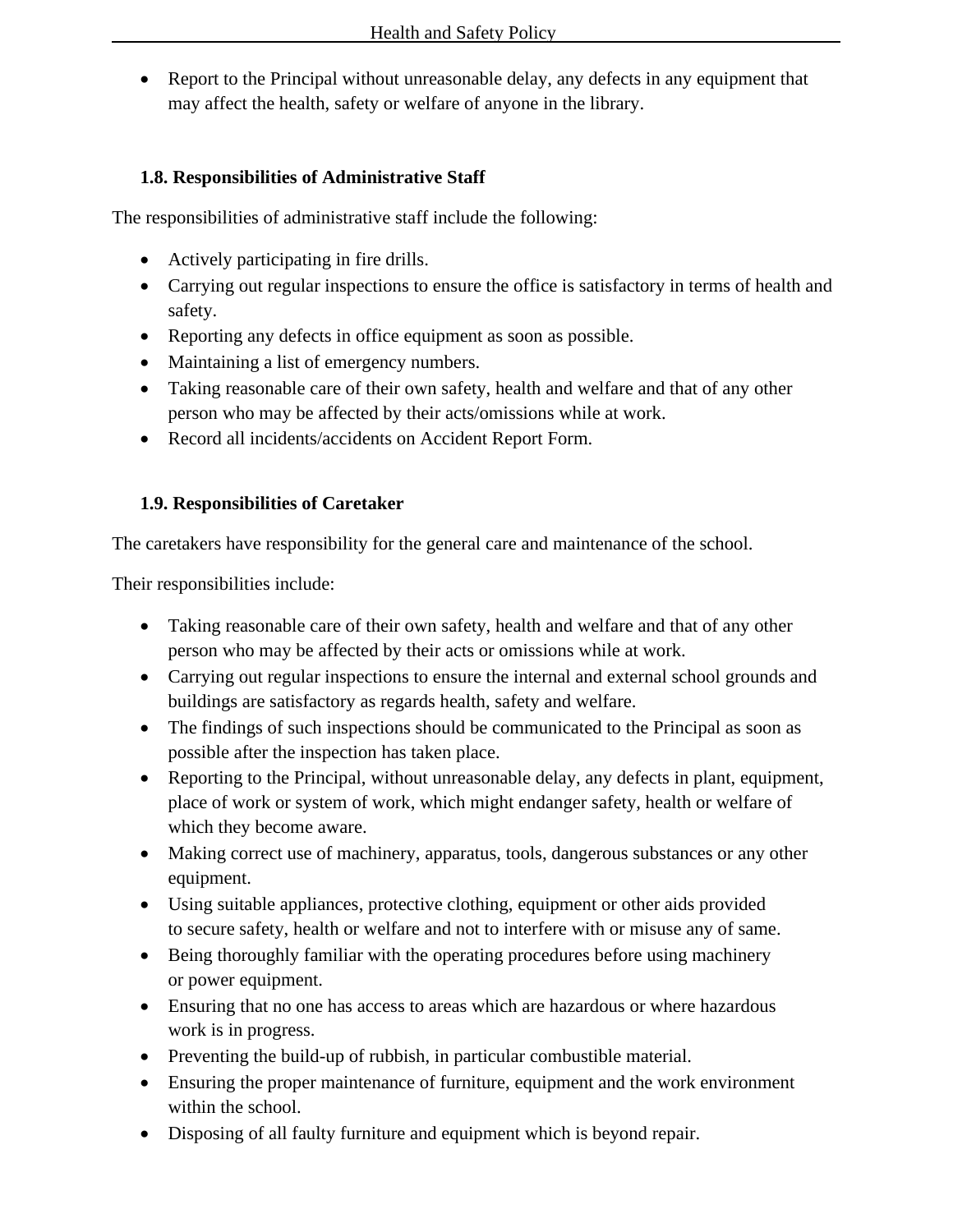- Report to the Principal without unreasonable delay, any defects in any equipment that may affect the health, safety or welfare of anyone in the library.

### 1.8. Responsibilities of Administrative Staff

The responsibilities of administrative staff include the following:

- Actively participating in fire drills.
- Carrying out regular inspections to ensure the office is satisfactory in terms of health and safety.
- Reporting any defects in office equipment as soon as possible.
- Maintaining a list of emergency numbers.
- Taking reasonable care of their own safety, health and welfare and that of any other person who may be affected by their acts/omissions while at work.
- Record all incidents/accidents on Accident Report Form.

### 1.9. Responsibilities of Caretaker

The caretakers have responsibility for the general care and maintenance of the school.

Their responsibilities include:

- Taking reasonable care of their own safety, health and welfare and that of any other person who may be affected by their acts or omissions while at work.
- Carrying out regular inspections to ensure the internal and external school grounds and buildings are satisfactory as regards health, safety and welfare.
- The findings of such inspections should be communicated to the Principal as soon as possible after the inspection has taken place.
- Reporting to the Principal, without unreasonable delay, any defects in plant, equipment, place of work or system of work, which might endanger safety, health or welfare of which they become aware.
- Making correct use of machinery, apparatus, tools, dangerous substances or any other equipment.
- Using suitable appliances, protective clothing, equipment or other aids provided to secure safety, health or welfare and not to interfere with or misuse any of same.
- Being thoroughly familiar with the operating procedures before using machinery or power equipment.
- Ensuring that no one has access to areas which are hazardous or where hazardous work is in progress.
- Preventing the build-up of rubbish, in particular combustible material.
- Ensuring the proper maintenance of furniture, equipment and the work environment within the school.
- Disposing of all faulty furniture and equipment which is beyond repair.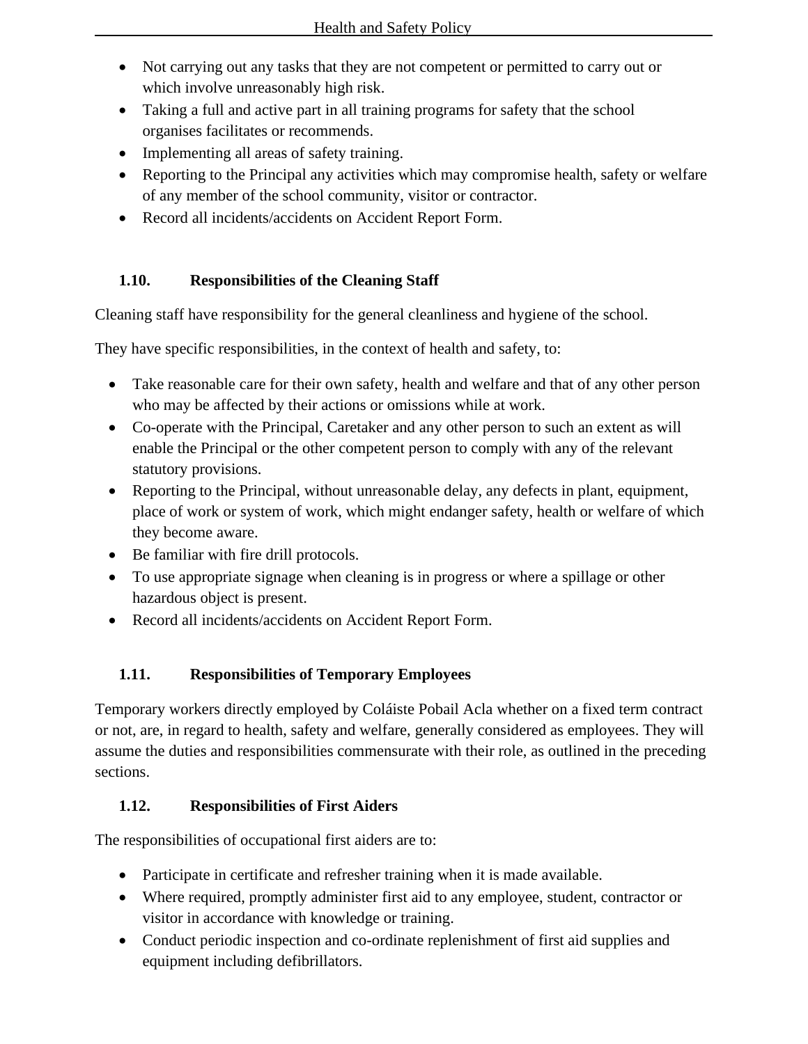- Not carrying out any tasks that they are not competent or permitted to carry out or which involve unreasonably high risk.
- Taking a full and active part in all training programs for safety that the school organises facilitates or recommends.
- Implementing all areas of safety training.
- Reporting to the Principal any activities which may compromise health, safety or welfare of any member of the school community, visitor or contractor.
- Record all incidents/accidents on Accident Report Form.

### 1.10. Responsibilities of the Cleaning Staff

Cleaning staff have responsibility for the general cleanliness and hygiene of the school.

They have specific responsibilities, in the context of health and safety, to:

- Take reasonable care for their own safety, health and welfare and that of any other person who may be affected by their actions or omissions while at work.
- Co-operate with the Principal, Caretaker and any other person to such an extent as will enable the Principal or the other competent person to comply with any of the relevant statutory provisions.
- Reporting to the Principal, without unreasonable delay, any defects in plant, equipment, place of work or system of work, which might endanger safety, health or welfare of which they become aware.
- Be familiar with fire drill protocols.
- To use appropriate signage when cleaning is in progress or where a spillage or other hazardous object is present.
- Record all incidents/accidents on Accident Report Form.

### 1.11. Responsibilities of Temporary Employees

Temporary workers directly employed by Coláiste Pobail Acla whether on a fixed term contract or not, are, in regard to health, safety and welfare, generally considered as employees. They will assume the duties and responsibilities commensurate with their role, as outlined in the preceding sections.

### 1.12. Responsibilities of First Aiders

The responsibilities of occupational first aiders are to:

- Participate in certificate and refresher training when it is made available.
- Where required, promptly administer first aid to any employee, student, contractor or visitor in accordance with knowledge or training.
- Conduct periodic inspection and co-ordinate replenishment of first aid supplies and equipment including defibrillators.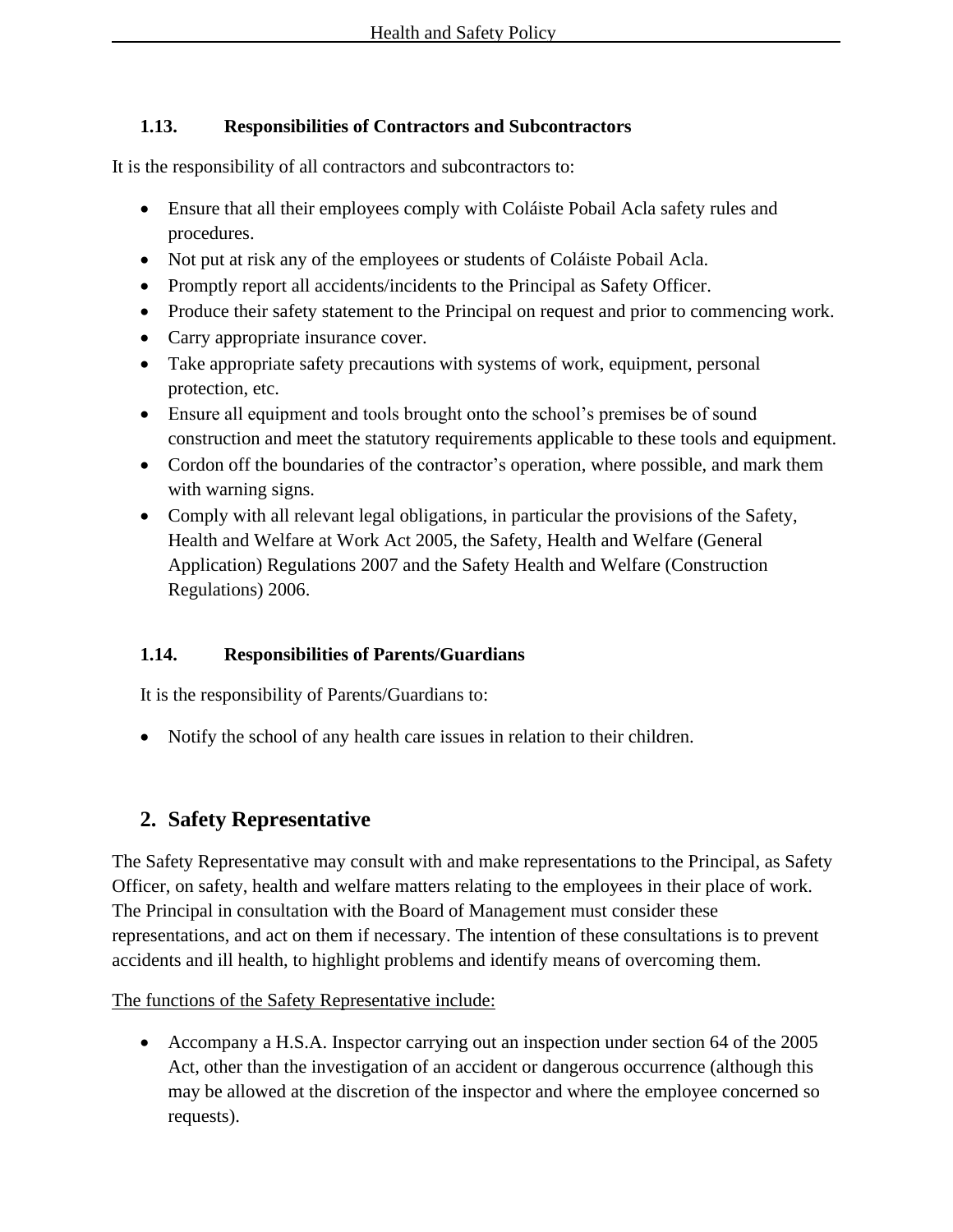### 1.13. Responsibilities of Contractors and Subcontractors

It is the responsibility of all contractors and subcontractors to:

- Ensure that all their employees comply with Coláiste Pobail Acla safety rules and procedures.
- Not put at risk any of the employees or students of Coláiste Pobail Acla.
- Promptly report all accidents/incidents to the Principal as Safety Officer.
- Produce their safety statement to the Principal on request and prior to commencing work.
- Carry appropriate insurance cover.
- Take appropriate safety precautions with systems of work, equipment, personal protection, etc.
- Ensure all equipment and tools brought onto the school's premises be of sound construction and meet the statutory requirements applicable to these tools and equipment.
- Cordon off the boundaries of the contractor's operation, where possible, and mark them with warning signs.
- Comply with all relevant legal obligations, in particular the provisions of the Safety, Health and Welfare at Work Act 2005, the Safety, Health and Welfare (General Application) Regulations 2007 and the Safety Health and Welfare (Construction Regulations) 2006.

### 1.14. Responsibilities of Parents/Guardians

It is the responsibility of Parents/Guardians to:

- Notify the school of any health care issues in relation to their children.

## 2. Safety Representative

The Safety Representative may consult with and make representations to the Principal, as Safety Officer, on safety, health and welfare matters relating to the employees in their place of work. The Principal in consultation with the Board of Management must consider these representations, and act on them if necessary. The intention of these consultations is to prevent accidents and ill health, to highlight problems and identify means of overcoming them.

<u>The functions of the Safety Representative include:</u>

- Accompany a H.S.A. Inspector carrying out an inspection under section 64 of the 2005 Act, other than the investigation of an accident or dangerous occurrence (although this may be allowed at the discretion of the inspector and where the employee concerned so requests).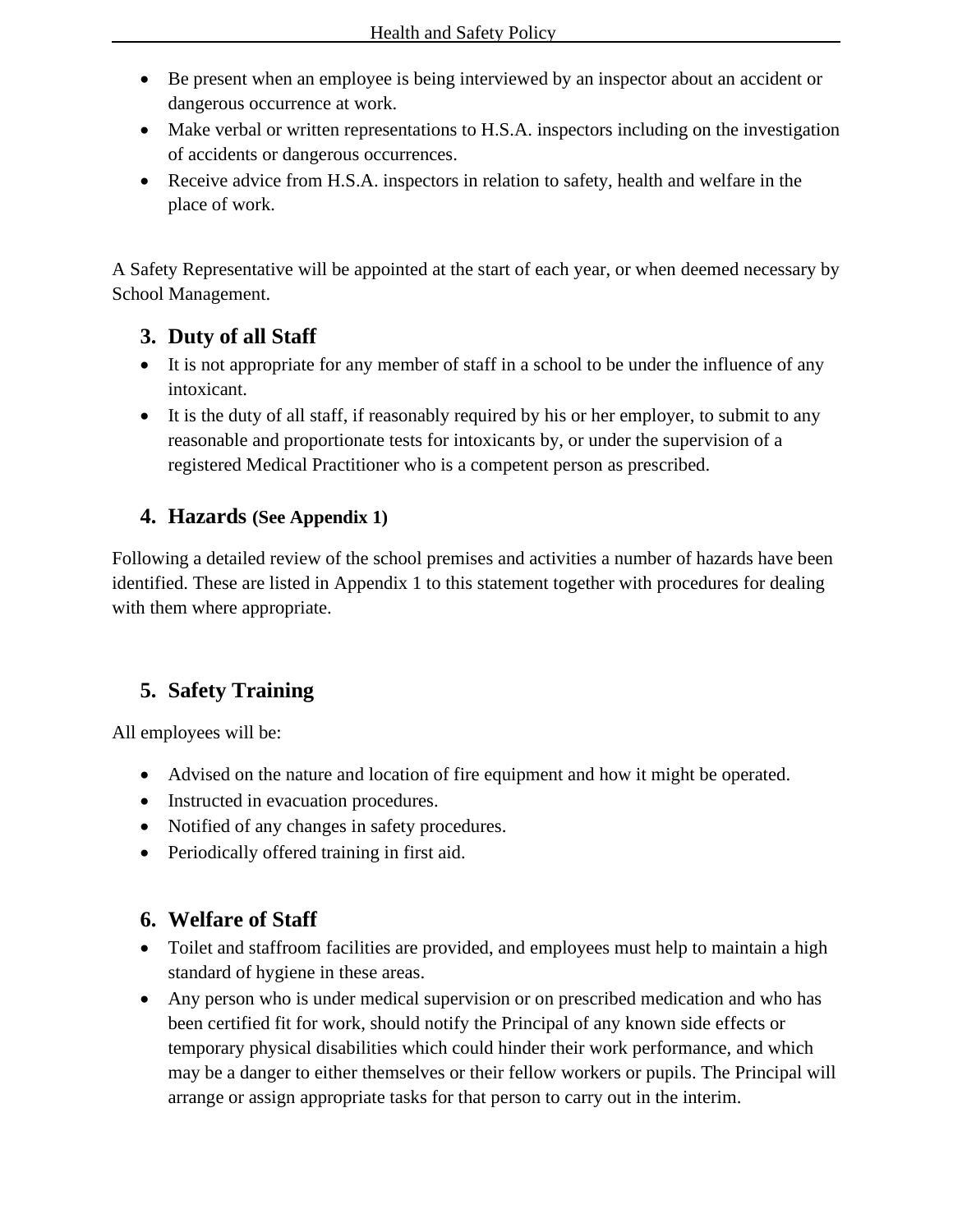- Be present when an employee is being interviewed by an inspector about an accident or dangerous occurrence at work.
- Make verbal or written representations to H.S.A. inspectors including on the investigation of accidents or dangerous occurrences.
- Receive advice from H.S.A. inspectors in relation to safety, health and welfare in the place of work.

A Safety Representative will be appointed at the start of each year, or when deemed necessary by School Management.

## 3. Duty of all Staff

- It is not appropriate for any member of staff in a school to be under the influence of any intoxicant.
- It is the duty of all staff, if reasonably required by his or her employer, to submit to any reasonable and proportionate tests for intoxicants by, or under the supervision of a registered Medical Practitioner who is a competent person as prescribed.

## 4. Hazards **(See Appendix 1)**

Following a detailed review of the school premises and activities a number of hazards have been identified. These are listed in Appendix 1 to this statement together with procedures for dealing with them where appropriate.

## 5. Safety Training

All employees will be:

- Advised on the nature and location of fire equipment and how it might be operated.
- Instructed in evacuation procedures.
- Notified of any changes in safety procedures.
- Periodically offered training in first aid.

## 6. Welfare of Staff

- Toilet and staffroom facilities are provided, and employees must help to maintain a high standard of hygiene in these areas.
- Any person who is under medical supervision or on prescribed medication and who has been certified fit for work, should notify the Principal of any known side effects or temporary physical disabilities which could hinder their work performance, and which may be a danger to either themselves or their fellow workers or pupils. The Principal will arrange or assign appropriate tasks for that person to carry out in the interim.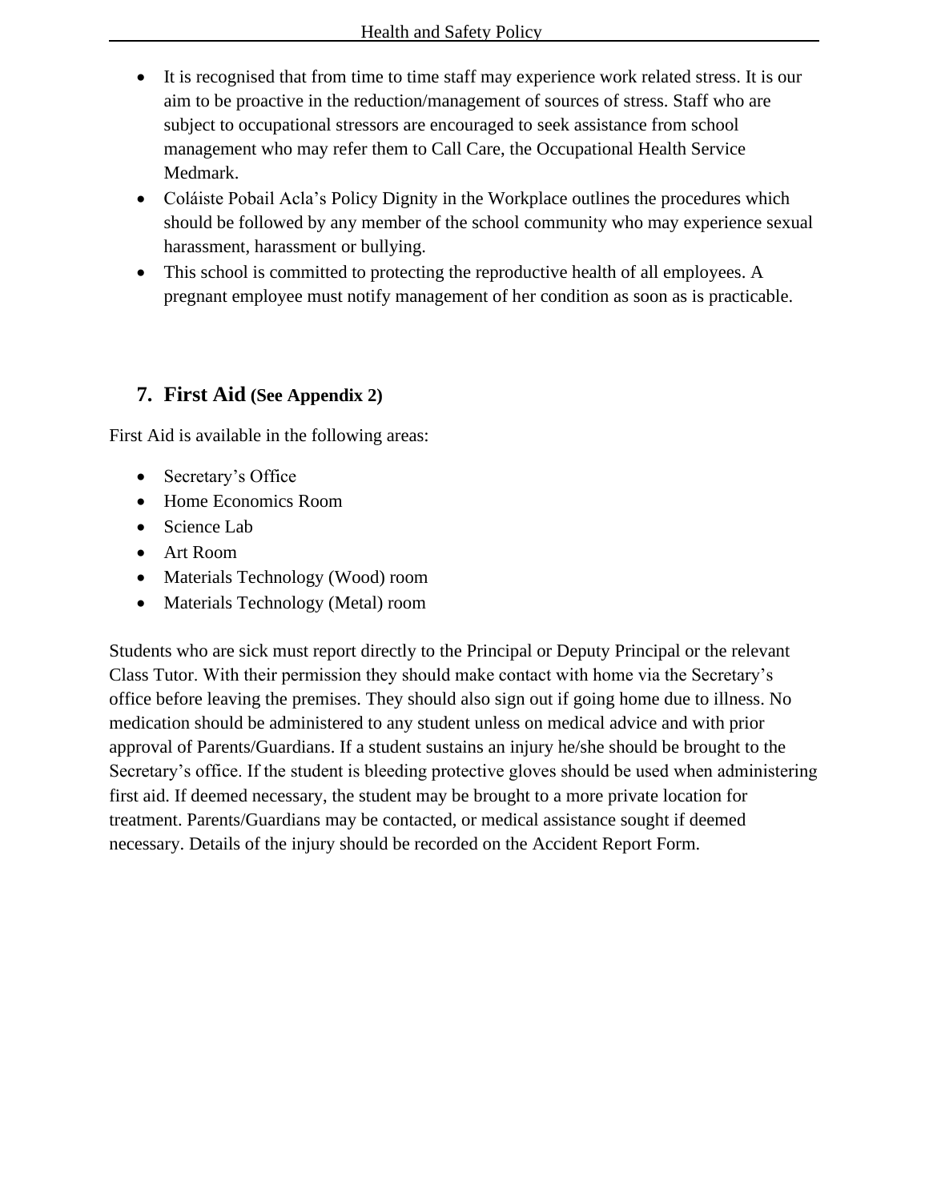- It is recognised that from time to time staff may experience work related stress. It is our aim to be proactive in the reduction/management of sources of stress. Staff who are subject to occupational stressors are encouraged to seek assistance from school management who may refer them to Call Care, the Occupational Health Service Medmark.
- Coláiste Pobail Acla's Policy Dignity in the Workplace outlines the procedures which should be followed by any member of the school community who may experience sexual harassment, harassment or bullying.
- This school is committed to protecting the reproductive health of all employees. A pregnant employee must notify management of her condition as soon as is practicable.

## 7. First Aid (See Appendix 2)

First Aid is available in the following areas:

- Secretary's Office
- Home Economics Room
- Science Lab
- Art Room
- Materials Technology (Wood) room
- Materials Technology (Metal) room

Students who are sick must report directly to the Principal or Deputy Principal or the relevant Class Tutor. With their permission they should make contact with home via the Secretary's office before leaving the premises. They should also sign out if going home due to illness. No medication should be administered to any student unless on medical advice and with prior approval of Parents/Guardians. If a student sustains an injury he/she should be brought to the Secretary's office. If the student is bleeding protective gloves should be used when administering first aid. If deemed necessary, the student may be brought to a more private location for treatment. Parents/Guardians may be contacted, or medical assistance sought if deemed necessary. Details of the injury should be recorded on the Accident Report Form.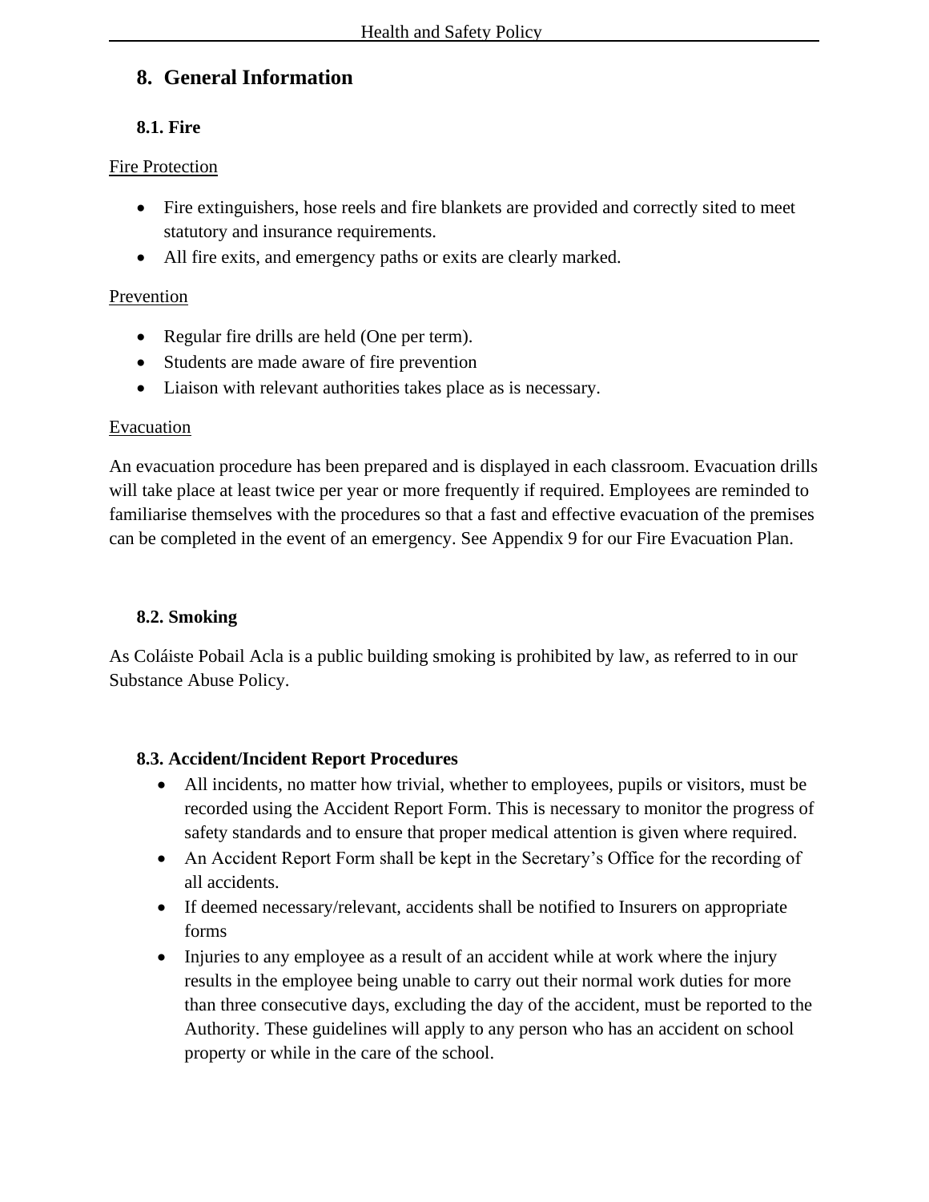## 8. General Information

### 8.1. Fire

<u>Fire Protection</u>

- Fire extinguishers, hose reels and fire blankets are provided and correctly sited to meet statutory and insurance requirements.
- All fire exits, and emergency paths or exits are clearly marked.

<u>Prevention</u>

- Regular fire drills are held (One per term).
- Students are made aware of fire prevention
- Liaison with relevant authorities takes place as is necessary.

<u>Evacuation</u>

An evacuation procedure has been prepared and is displayed in each classroom. Evacuation drills will take place at least twice per year or more frequently if required. Employees are reminded to familiarise themselves with the procedures so that a fast and effective evacuation of the premises can be completed in the event of an emergency. See Appendix 9 for our Fire Evacuation Plan.

### 8.2. Smoking

As Coláiste Pobail Acla is a public building smoking is prohibited by law, as referred to in our Substance Abuse Policy.

### 8.3. Accident/Incident Report Procedures

- All incidents, no matter how trivial, whether to employees, pupils or visitors, must be recorded using the Accident Report Form. This is necessary to monitor the progress of safety standards and to ensure that proper medical attention is given where required.
- An Accident Report Form shall be kept in the Secretary's Office for the recording of all accidents.
- If deemed necessary/relevant, accidents shall be notified to Insurers on appropriate forms
- Injuries to any employee as a result of an accident while at work where the injury results in the employee being unable to carry out their normal work duties for more than three consecutive days, excluding the day of the accident, must be reported to the Authority. These guidelines will apply to any person who has an accident on school property or while in the care of the school.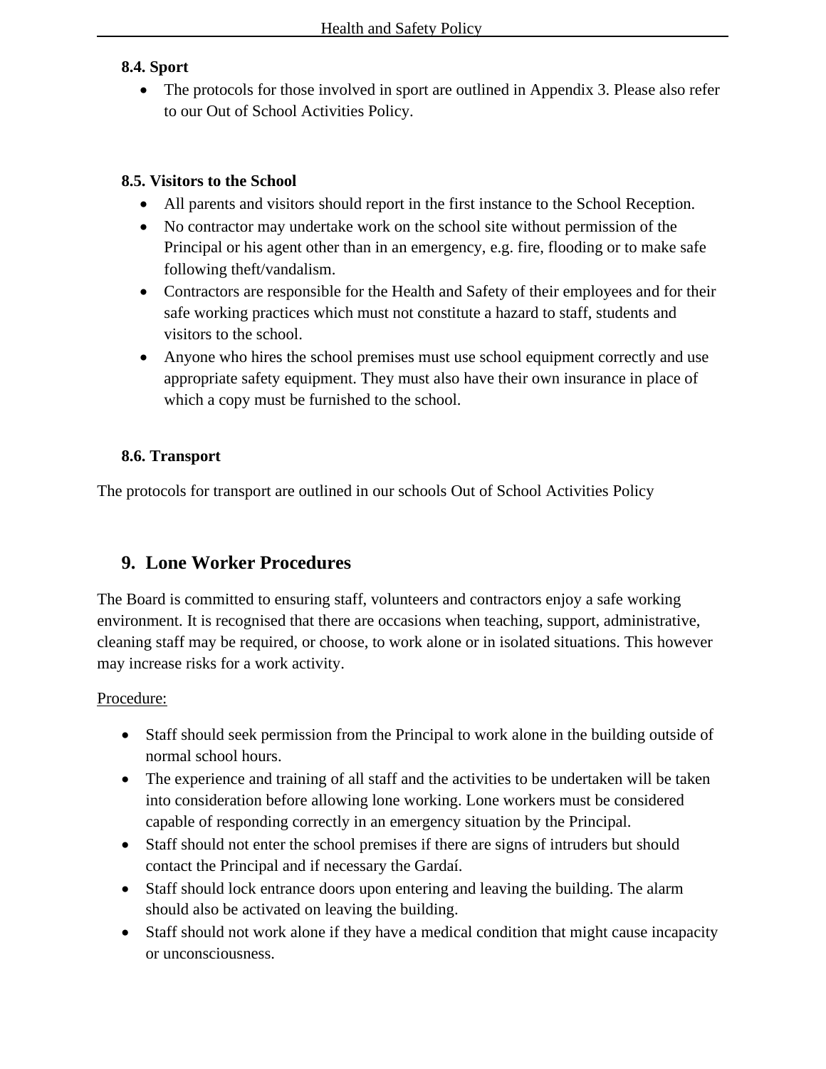### 8.4. Sport

- The protocols for those involved in sport are outlined in Appendix 3. Please also refer to our Out of School Activities Policy.

### 8.5. Visitors to the School

- All parents and visitors should report in the first instance to the School Reception.
- No contractor may undertake work on the school site without permission of the Principal or his agent other than in an emergency, e.g. fire, flooding or to make safe following theft/vandalism.
- Contractors are responsible for the Health and Safety of their employees and for their safe working practices which must not constitute a hazard to staff, students and visitors to the school.
- Anyone who hires the school premises must use school equipment correctly and use appropriate safety equipment. They must also have their own insurance in place of which a copy must be furnished to the school.

### 8.6. Transport

The protocols for transport are outlined in our schools Out of School Activities Policy

## 9. Lone Worker Procedures

The Board is committed to ensuring staff, volunteers and contractors enjoy a safe working environment. It is recognised that there are occasions when teaching, support, administrative, cleaning staff may be required, or choose, to work alone or in isolated situations. This however may increase risks for a work activity.

<u>Procedure:</u>

- Staff should seek permission from the Principal to work alone in the building outside of normal school hours.
- The experience and training of all staff and the activities to be undertaken will be taken into consideration before allowing lone working. Lone workers must be considered capable of responding correctly in an emergency situation by the Principal.
- Staff should not enter the school premises if there are signs of intruders but should contact the Principal and if necessary the Gardaí.
- Staff should lock entrance doors upon entering and leaving the building. The alarm should also be activated on leaving the building.
- Staff should not work alone if they have a medical condition that might cause incapacity or unconsciousness.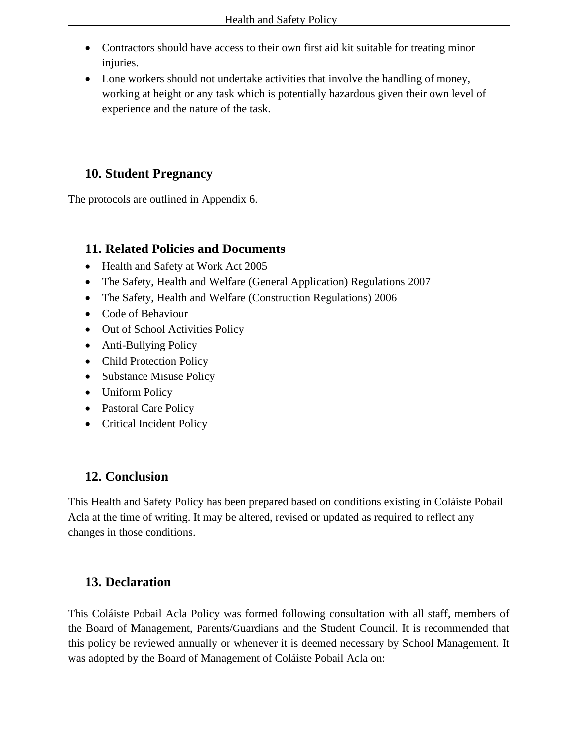- Contractors should have access to their own first aid kit suitable for treating minor injuries.
- Lone workers should not undertake activities that involve the handling of money, working at height or any task which is potentially hazardous given their own level of experience and the nature of the task.

## 10. Student Pregnancy

The protocols are outlined in Appendix 6.

## 11. Related Policies and Documents

- Health and Safety at Work Act 2005
- The Safety, Health and Welfare (General Application) Regulations 2007
- The Safety, Health and Welfare (Construction Regulations) 2006
- Code of Behaviour
- Out of School Activities Policy
- Anti-Bullying Policy
- Child Protection Policy
- Substance Misuse Policy
- Uniform Policy
- Pastoral Care Policy
- Critical Incident Policy

## 12. Conclusion

This Health and Safety Policy has been prepared based on conditions existing in Coláiste Pobail Acla at the time of writing. It may be altered, revised or updated as required to reflect any changes in those conditions.

## 13. Declaration

This Coláiste Pobail Acla Policy was formed following consultation with all staff, members of the Board of Management, Parents/Guardians and the Student Council. It is recommended that this policy be reviewed annually or whenever it is deemed necessary by School Management. It was adopted by the Board of Management of Coláiste Pobail Acla on: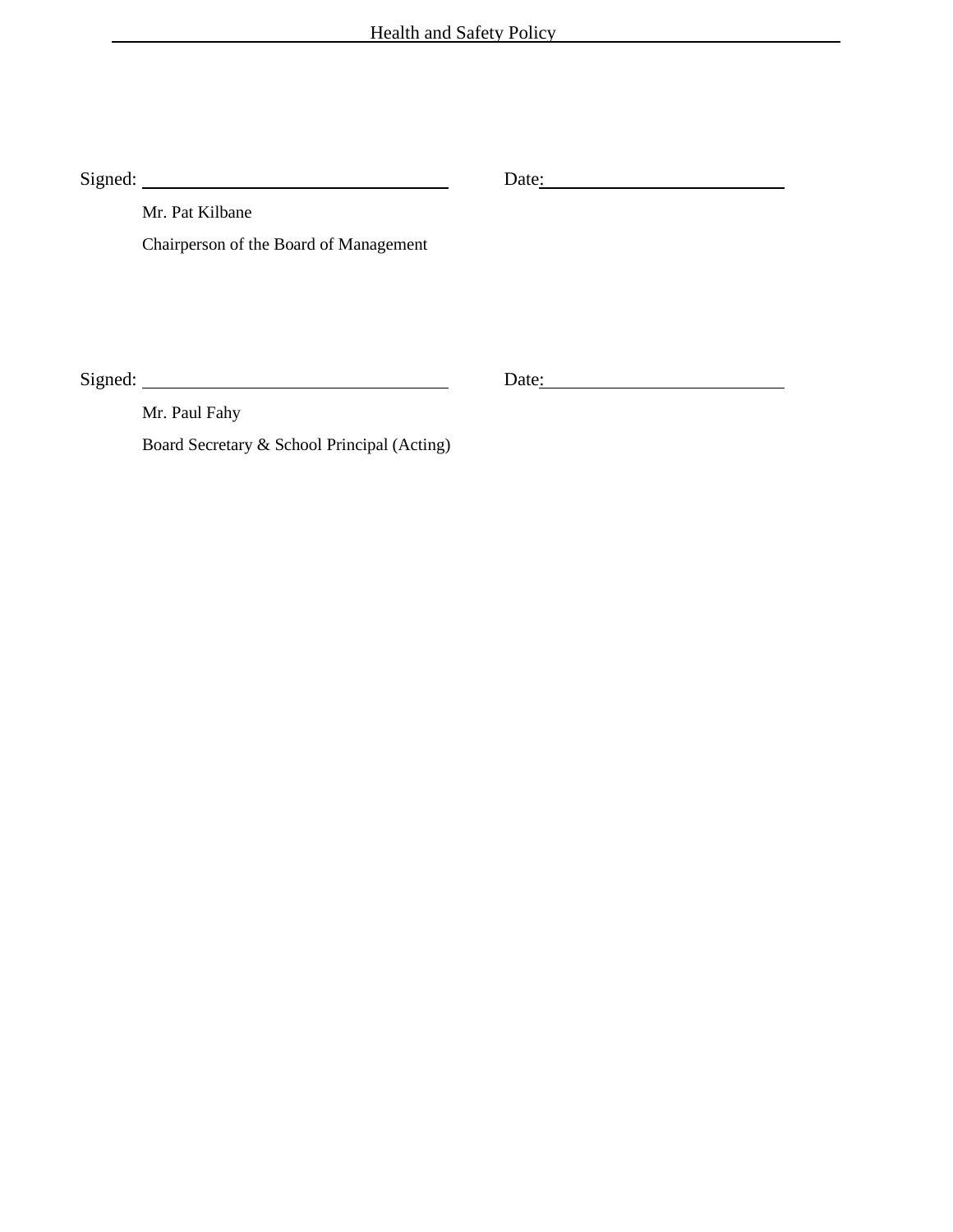Signed: ______________________________ Date: ________________________

Mr. Pat Kilbane

Chairperson of the Board of Management

Signed: ______________________________ Date: ________________________

Mr. Paul Fahy

Board Secretary & School Principal (Acting)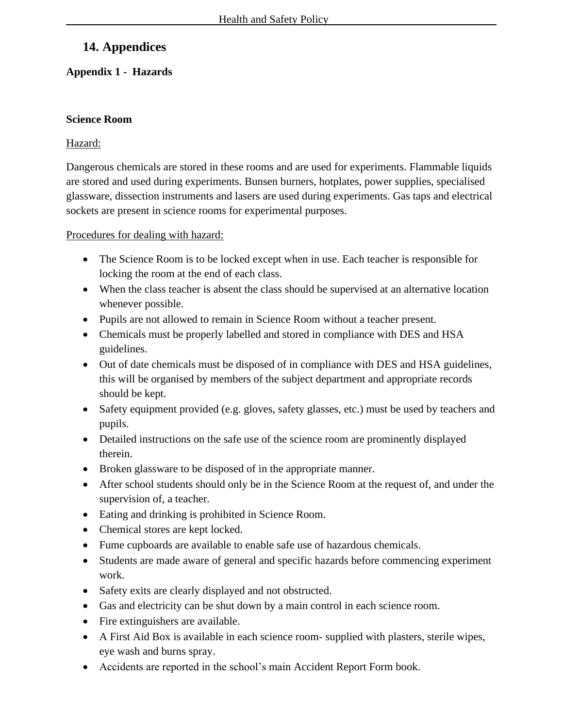## 14. Appendices

### Appendix 1 - Hazards

#### Science Room

Hazard:

Dangerous chemicals are stored in these rooms and are used for experiments. Flammable liquids are stored and used during experiments. Bunsen burners, hotplates, power supplies, specialised glassware, dissection instruments and lasers are used during experiments. Gas taps and electrical sockets are present in science rooms for experimental purposes.

Procedures for dealing with hazard:

- The Science Room is to be locked except when in use. Each teacher is responsible for locking the room at the end of each class.
- When the class teacher is absent the class should be supervised at an alternative location whenever possible.
- Pupils are not allowed to remain in Science Room without a teacher present.
- Chemicals must be properly labelled and stored in compliance with DES and HSA guidelines.
- Out of date chemicals must be disposed of in compliance with DES and HSA guidelines, this will be organised by members of the subject department and appropriate records should be kept.
- Safety equipment provided (e.g. gloves, safety glasses, etc.) must be used by teachers and pupils.
- Detailed instructions on the safe use of the science room are prominently displayed therein.
- Broken glassware to be disposed of in the appropriate manner.
- After school students should only be in the Science Room at the request of, and under the supervision of, a teacher.
- Eating and drinking is prohibited in Science Room.
- Chemical stores are kept locked.
- Fume cupboards are available to enable safe use of hazardous chemicals.
- Students are made aware of general and specific hazards before commencing experiment work.
- Safety exits are clearly displayed and not obstructed.
- Gas and electricity can be shut down by a main control in each science room.
- Fire extinguishers are available.
- A First Aid Box is available in each science room- supplied with plasters, sterile wipes, eye wash and burns spray.
- Accidents are reported in the school's main Accident Report Form book.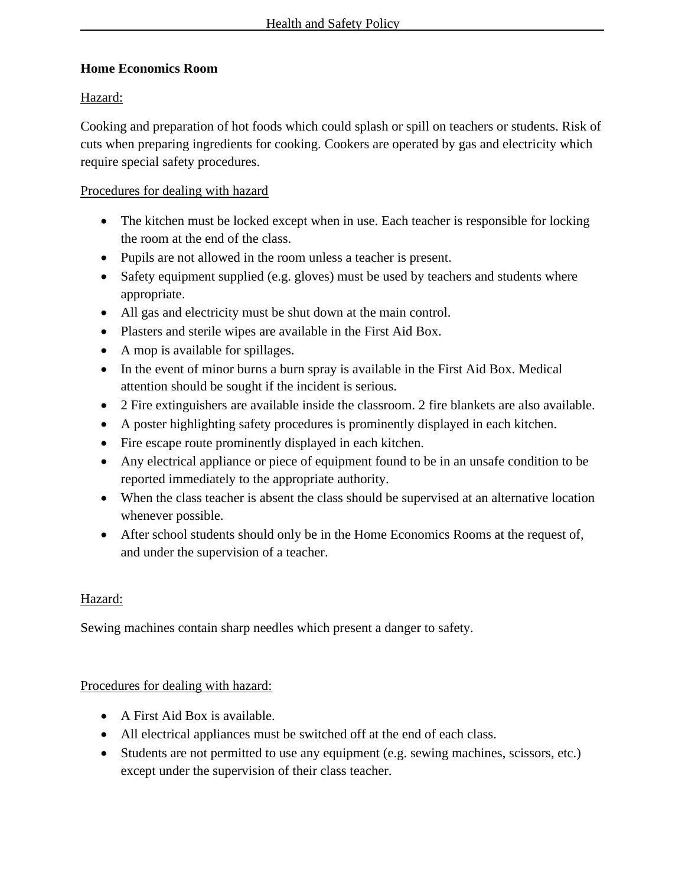**Home Economics Room**

Hazard:

Cooking and preparation of hot foods which could splash or spill on teachers or students. Risk of cuts when preparing ingredients for cooking. Cookers are operated by gas and electricity which require special safety procedures.

Procedures for dealing with hazard

- The kitchen must be locked except when in use. Each teacher is responsible for locking the room at the end of the class.
- Pupils are not allowed in the room unless a teacher is present.
- Safety equipment supplied (e.g. gloves) must be used by teachers and students where appropriate.
- All gas and electricity must be shut down at the main control.
- Plasters and sterile wipes are available in the First Aid Box.
- A mop is available for spillages.
- In the event of minor burns a burn spray is available in the First Aid Box. Medical attention should be sought if the incident is serious.
- 2 Fire extinguishers are available inside the classroom. 2 fire blankets are also available.
- A poster highlighting safety procedures is prominently displayed in each kitchen.
- Fire escape route prominently displayed in each kitchen.
- Any electrical appliance or piece of equipment found to be in an unsafe condition to be reported immediately to the appropriate authority.
- When the class teacher is absent the class should be supervised at an alternative location whenever possible.
- After school students should only be in the Home Economics Rooms at the request of, and under the supervision of a teacher.

Hazard:

Sewing machines contain sharp needles which present a danger to safety.

Procedures for dealing with hazard:

- A First Aid Box is available.
- All electrical appliances must be switched off at the end of each class.
- Students are not permitted to use any equipment (e.g. sewing machines, scissors, etc.) except under the supervision of their class teacher.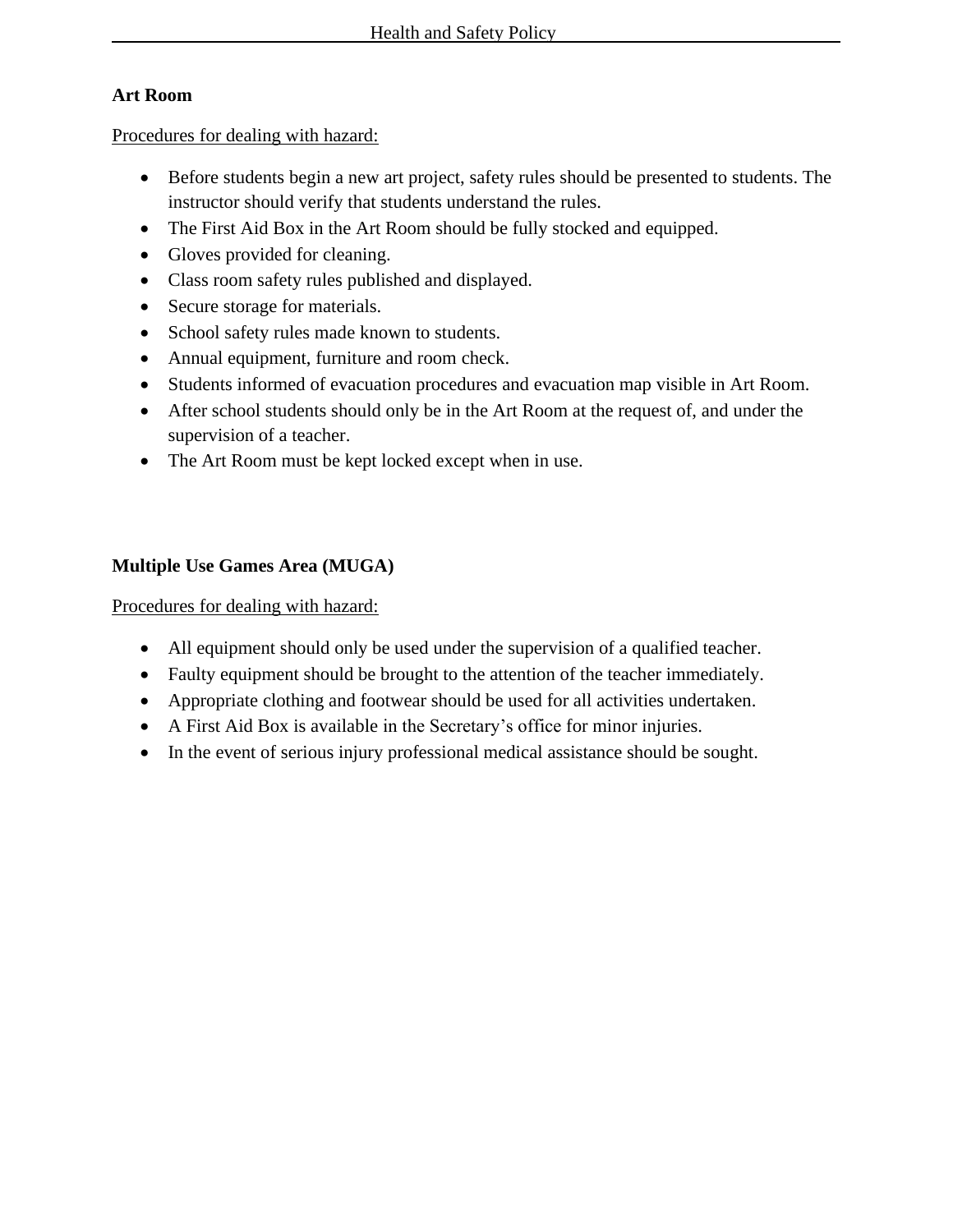**Art Room**

Procedures for dealing with hazard:

- Before students begin a new art project, safety rules should be presented to students. The instructor should verify that students understand the rules.
- The First Aid Box in the Art Room should be fully stocked and equipped.
- Gloves provided for cleaning.
- Class room safety rules published and displayed.
- Secure storage for materials.
- School safety rules made known to students.
- Annual equipment, furniture and room check.
- Students informed of evacuation procedures and evacuation map visible in Art Room.
- After school students should only be in the Art Room at the request of, and under the supervision of a teacher.
- The Art Room must be kept locked except when in use.

**Multiple Use Games Area (MUGA)**

Procedures for dealing with hazard:

- All equipment should only be used under the supervision of a qualified teacher.
- Faulty equipment should be brought to the attention of the teacher immediately.
- Appropriate clothing and footwear should be used for all activities undertaken.
- A First Aid Box is available in the Secretary's office for minor injuries.
- In the event of serious injury professional medical assistance should be sought.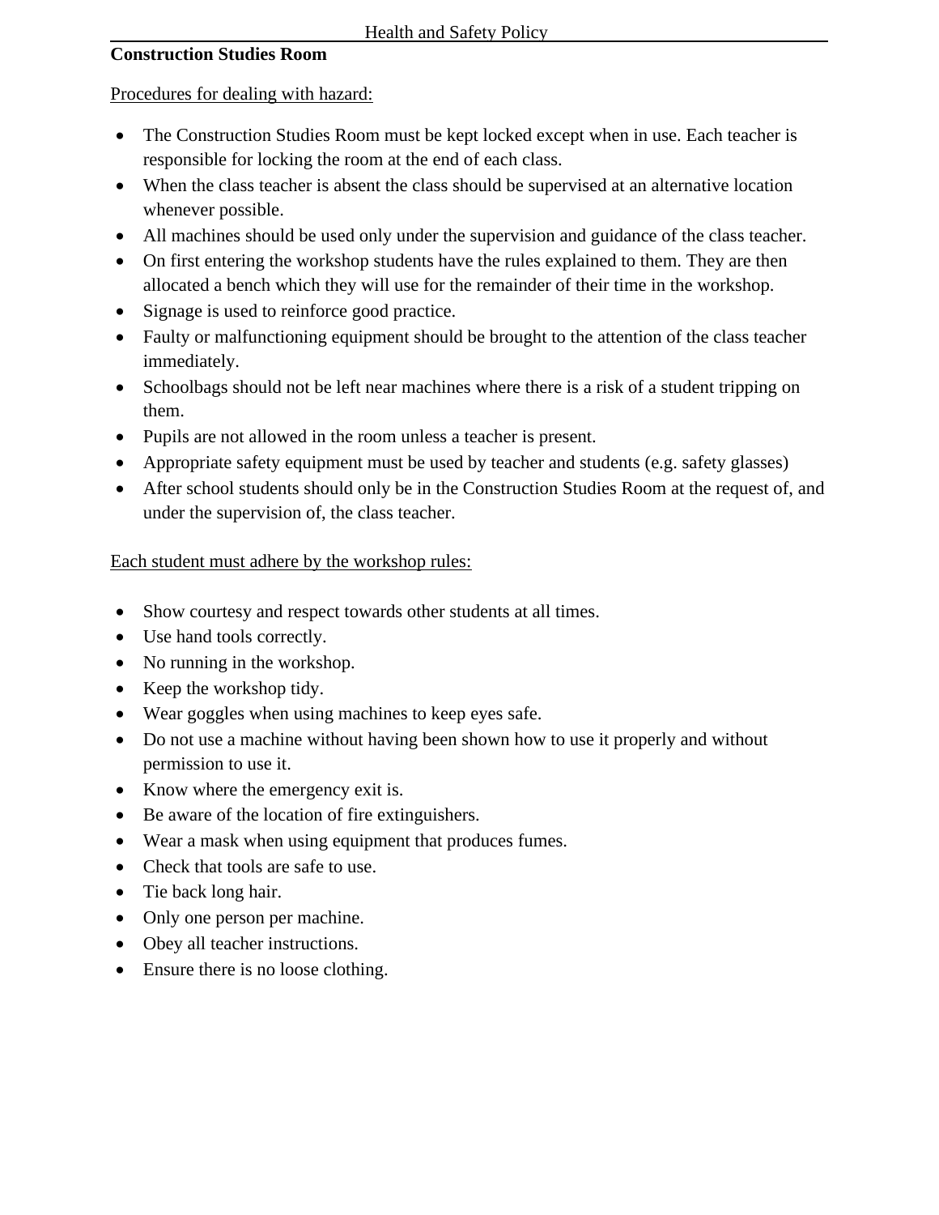**Construction Studies Room**

Procedures for dealing with hazard:

- The Construction Studies Room must be kept locked except when in use. Each teacher is responsible for locking the room at the end of each class.
- When the class teacher is absent the class should be supervised at an alternative location whenever possible.
- All machines should be used only under the supervision and guidance of the class teacher.
- On first entering the workshop students have the rules explained to them. They are then allocated a bench which they will use for the remainder of their time in the workshop.
- Signage is used to reinforce good practice.
- Faulty or malfunctioning equipment should be brought to the attention of the class teacher immediately.
- Schoolbags should not be left near machines where there is a risk of a student tripping on them.
- Pupils are not allowed in the room unless a teacher is present.
- Appropriate safety equipment must be used by teacher and students (e.g. safety glasses)
- After school students should only be in the Construction Studies Room at the request of, and under the supervision of, the class teacher.

Each student must adhere by the workshop rules:

- Show courtesy and respect towards other students at all times.
- Use hand tools correctly.
- No running in the workshop.
- Keep the workshop tidy.
- Wear goggles when using machines to keep eyes safe.
- Do not use a machine without having been shown how to use it properly and without permission to use it.
- Know where the emergency exit is.
- Be aware of the location of fire extinguishers.
- Wear a mask when using equipment that produces fumes.
- Check that tools are safe to use.
- Tie back long hair.
- Only one person per machine.
- Obey all teacher instructions.
- Ensure there is no loose clothing.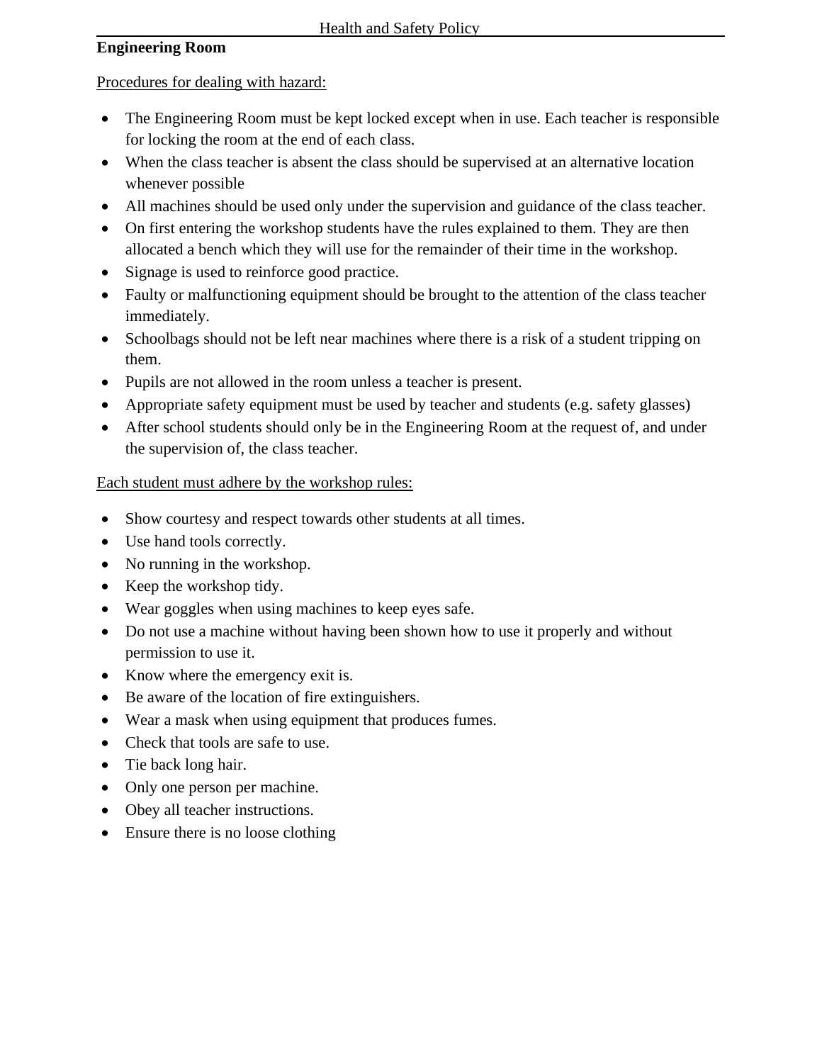**Engineering Room**

Procedures for dealing with hazard:

- The Engineering Room must be kept locked except when in use. Each teacher is responsible for locking the room at the end of each class.
- When the class teacher is absent the class should be supervised at an alternative location whenever possible
- All machines should be used only under the supervision and guidance of the class teacher.
- On first entering the workshop students have the rules explained to them. They are then allocated a bench which they will use for the remainder of their time in the workshop.
- Signage is used to reinforce good practice.
- Faulty or malfunctioning equipment should be brought to the attention of the class teacher immediately.
- Schoolbags should not be left near machines where there is a risk of a student tripping on them.
- Pupils are not allowed in the room unless a teacher is present.
- Appropriate safety equipment must be used by teacher and students (e.g. safety glasses)
- After school students should only be in the Engineering Room at the request of, and under the supervision of, the class teacher.

Each student must adhere by the workshop rules:

- Show courtesy and respect towards other students at all times.
- Use hand tools correctly.
- No running in the workshop.
- Keep the workshop tidy.
- Wear goggles when using machines to keep eyes safe.
- Do not use a machine without having been shown how to use it properly and without permission to use it.
- Know where the emergency exit is.
- Be aware of the location of fire extinguishers.
- Wear a mask when using equipment that produces fumes.
- Check that tools are safe to use.
- Tie back long hair.
- Only one person per machine.
- Obey all teacher instructions.
- Ensure there is no loose clothing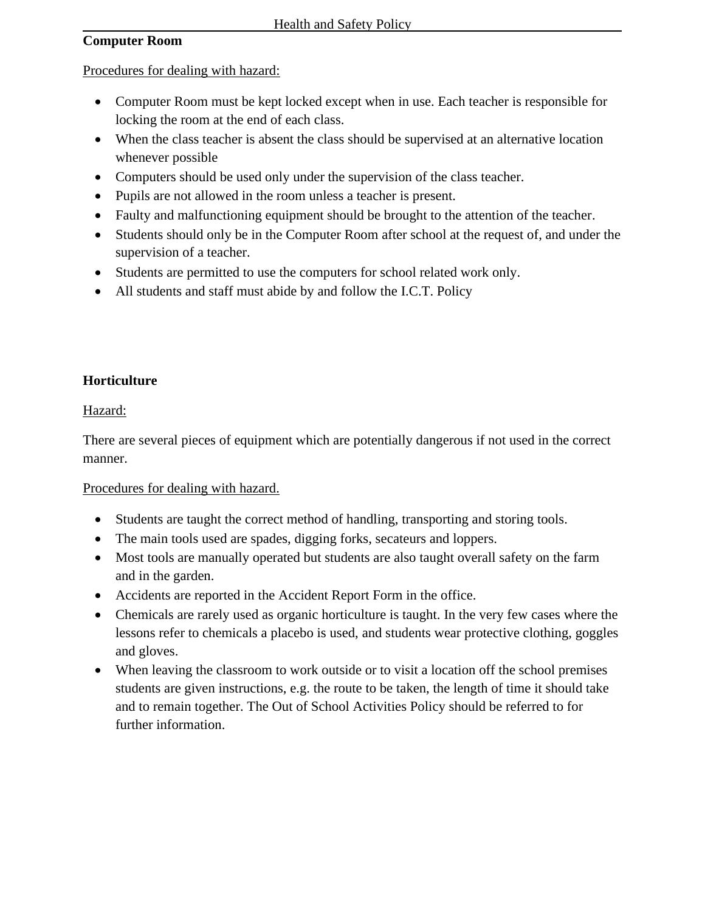**Computer Room**

Procedures for dealing with hazard:

- Computer Room must be kept locked except when in use. Each teacher is responsible for locking the room at the end of each class.
- When the class teacher is absent the class should be supervised at an alternative location whenever possible
- Computers should be used only under the supervision of the class teacher.
- Pupils are not allowed in the room unless a teacher is present.
- Faulty and malfunctioning equipment should be brought to the attention of the teacher.
- Students should only be in the Computer Room after school at the request of, and under the supervision of a teacher.
- Students are permitted to use the computers for school related work only.
- All students and staff must abide by and follow the I.C.T. Policy

**Horticulture**

Hazard:

There are several pieces of equipment which are potentially dangerous if not used in the correct manner.

Procedures for dealing with hazard.

- Students are taught the correct method of handling, transporting and storing tools.
- The main tools used are spades, digging forks, secateurs and loppers.
- Most tools are manually operated but students are also taught overall safety on the farm and in the garden.
- Accidents are reported in the Accident Report Form in the office.
- Chemicals are rarely used as organic horticulture is taught. In the very few cases where the lessons refer to chemicals a placebo is used, and students wear protective clothing, goggles and gloves.
- When leaving the classroom to work outside or to visit a location off the school premises students are given instructions, e.g. the route to be taken, the length of time it should take and to remain together. The Out of School Activities Policy should be referred to for further information.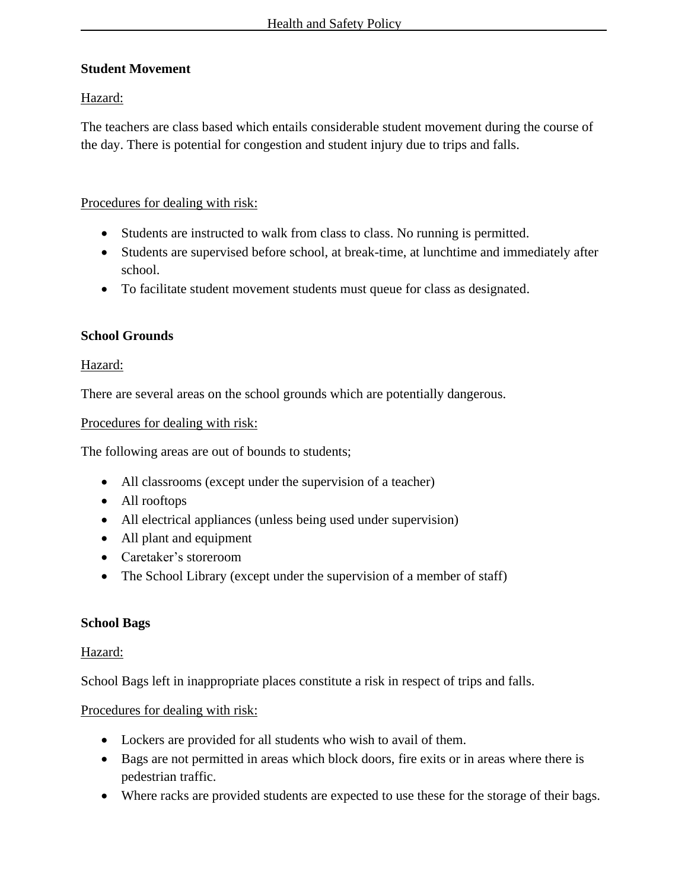**Student Movement**

Hazard:

The teachers are class based which entails considerable student movement during the course of the day. There is potential for congestion and student injury due to trips and falls.

Procedures for dealing with risk:

- Students are instructed to walk from class to class. No running is permitted.
- Students are supervised before school, at break-time, at lunchtime and immediately after school.
- To facilitate student movement students must queue for class as designated.

**School Grounds**

Hazard:

There are several areas on the school grounds which are potentially dangerous.

Procedures for dealing with risk:

The following areas are out of bounds to students;

- All classrooms (except under the supervision of a teacher)
- All rooftops
- All electrical appliances (unless being used under supervision)
- All plant and equipment
- Caretaker's storeroom
- The School Library (except under the supervision of a member of staff)

**School Bags**

Hazard:

School Bags left in inappropriate places constitute a risk in respect of trips and falls.

Procedures for dealing with risk:

- Lockers are provided for all students who wish to avail of them.
- Bags are not permitted in areas which block doors, fire exits or in areas where there is pedestrian traffic.
- Where racks are provided students are expected to use these for the storage of their bags.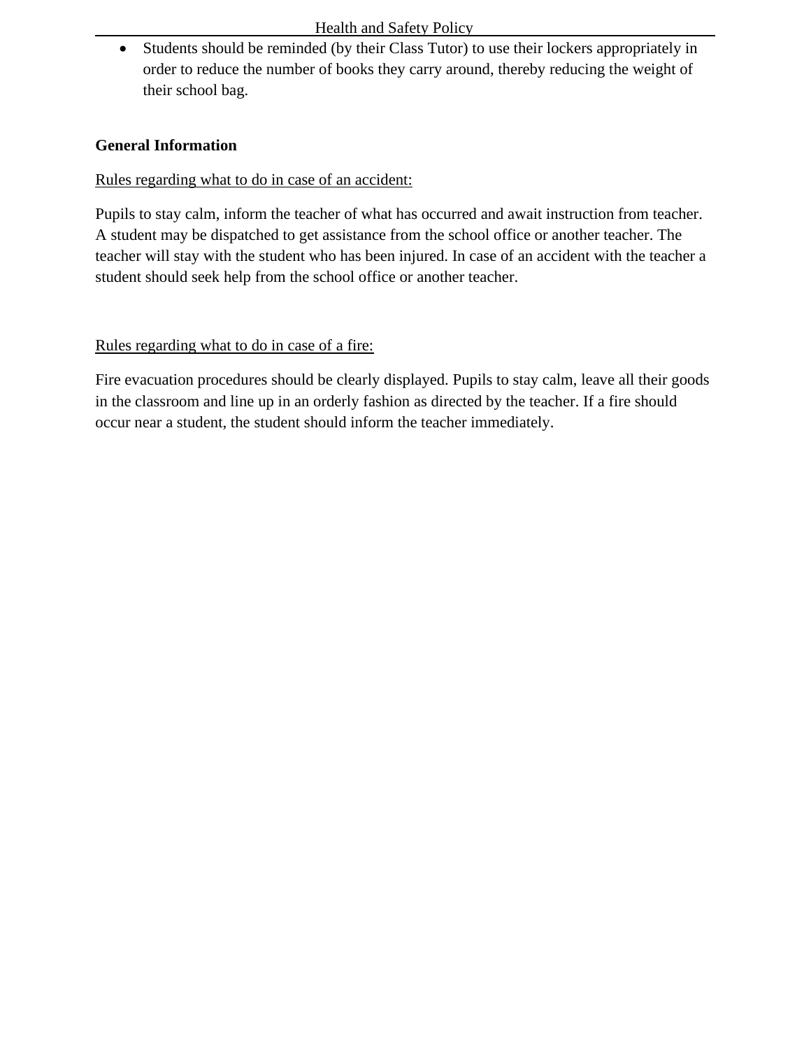- Students should be reminded (by their Class Tutor) to use their lockers appropriately in order to reduce the number of books they carry around, thereby reducing the weight of their school bag.

**General Information**

Rules regarding what to do in case of an accident:

Pupils to stay calm, inform the teacher of what has occurred and await instruction from teacher. A student may be dispatched to get assistance from the school office or another teacher. The teacher will stay with the student who has been injured. In case of an accident with the teacher a student should seek help from the school office or another teacher.

Rules regarding what to do in case of a fire:

Fire evacuation procedures should be clearly displayed. Pupils to stay calm, leave all their goods in the classroom and line up in an orderly fashion as directed by the teacher. If a fire should occur near a student, the student should inform the teacher immediately.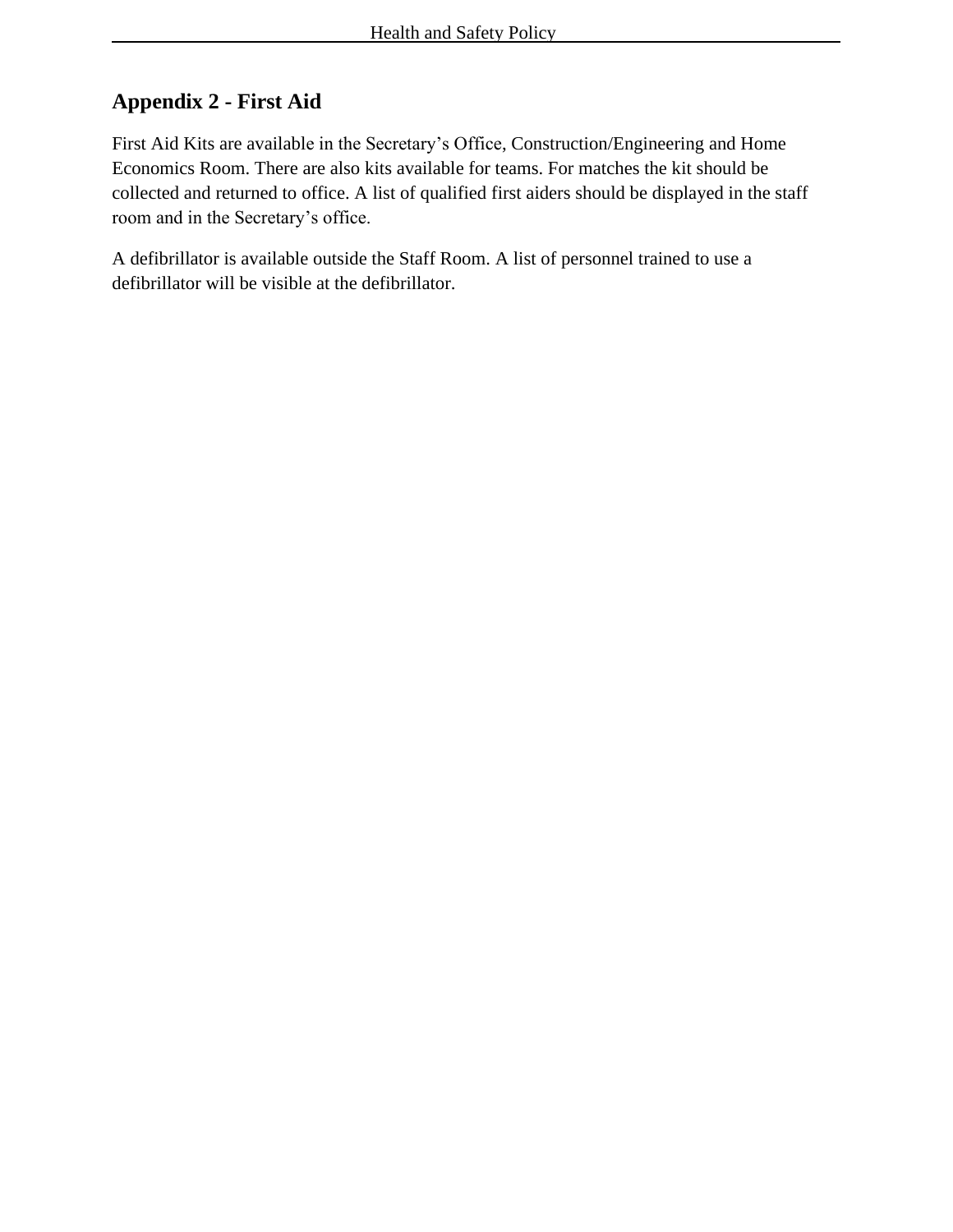## Appendix 2 - First Aid

First Aid Kits are available in the Secretary's Office, Construction/Engineering and Home Economics Room. There are also kits available for teams. For matches the kit should be collected and returned to office. A list of qualified first aiders should be displayed in the staff room and in the Secretary's office.

A defibrillator is available outside the Staff Room. A list of personnel trained to use a defibrillator will be visible at the defibrillator.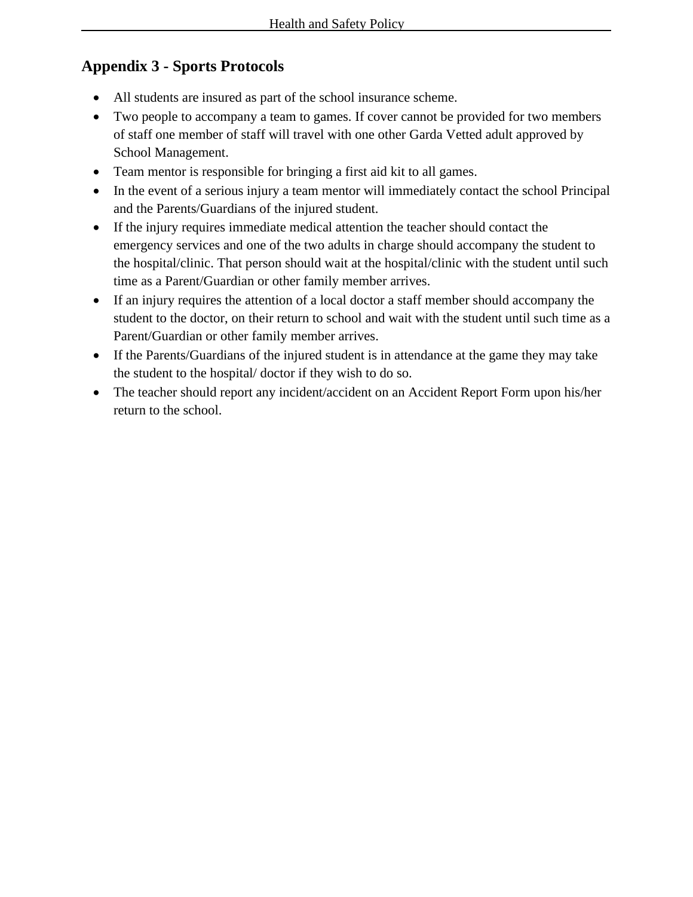## Appendix 3 - Sports Protocols

- All students are insured as part of the school insurance scheme.
- Two people to accompany a team to games. If cover cannot be provided for two members of staff one member of staff will travel with one other Garda Vetted adult approved by School Management.
- Team mentor is responsible for bringing a first aid kit to all games.
- In the event of a serious injury a team mentor will immediately contact the school Principal and the Parents/Guardians of the injured student.
- If the injury requires immediate medical attention the teacher should contact the emergency services and one of the two adults in charge should accompany the student to the hospital/clinic. That person should wait at the hospital/clinic with the student until such time as a Parent/Guardian or other family member arrives.
- If an injury requires the attention of a local doctor a staff member should accompany the student to the doctor, on their return to school and wait with the student until such time as a Parent/Guardian or other family member arrives.
- If the Parents/Guardians of the injured student is in attendance at the game they may take the student to the hospital/ doctor if they wish to do so.
- The teacher should report any incident/accident on an Accident Report Form upon his/her return to the school.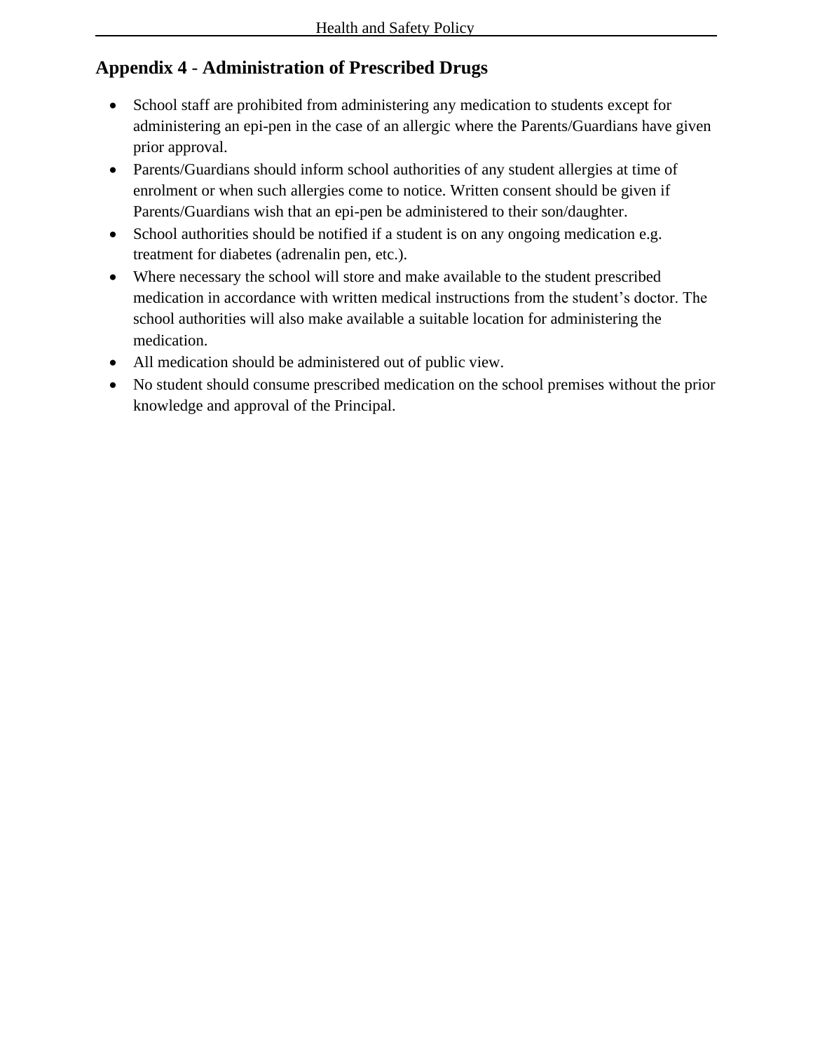## Appendix 4 - Administration of Prescribed Drugs

- School staff are prohibited from administering any medication to students except for administering an epi-pen in the case of an allergic where the Parents/Guardians have given prior approval.
- Parents/Guardians should inform school authorities of any student allergies at time of enrolment or when such allergies come to notice. Written consent should be given if Parents/Guardians wish that an epi-pen be administered to their son/daughter.
- School authorities should be notified if a student is on any ongoing medication e.g. treatment for diabetes (adrenalin pen, etc.).
- Where necessary the school will store and make available to the student prescribed medication in accordance with written medical instructions from the student’s doctor. The school authorities will also make available a suitable location for administering the medication.
- All medication should be administered out of public view.
- No student should consume prescribed medication on the school premises without the prior knowledge and approval of the Principal.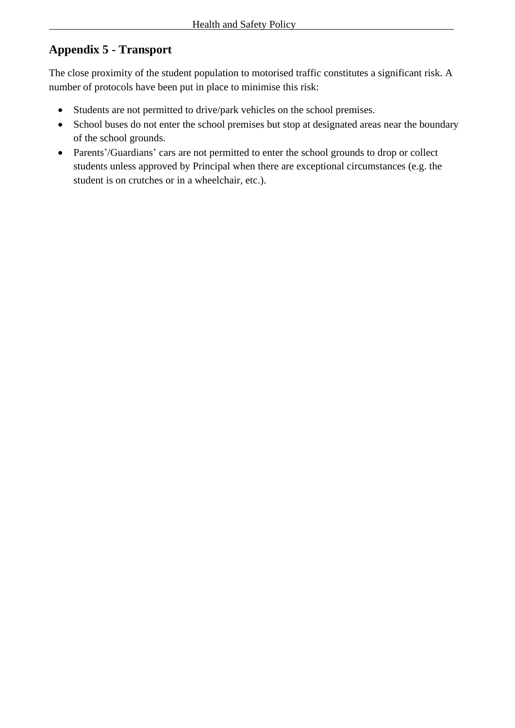## Appendix 5 - Transport

The close proximity of the student population to motorised traffic constitutes a significant risk. A number of protocols have been put in place to minimise this risk:

- Students are not permitted to drive/park vehicles on the school premises.
- School buses do not enter the school premises but stop at designated areas near the boundary of the school grounds.
- Parents'/Guardians' cars are not permitted to enter the school grounds to drop or collect students unless approved by Principal when there are exceptional circumstances (e.g. the student is on crutches or in a wheelchair, etc.).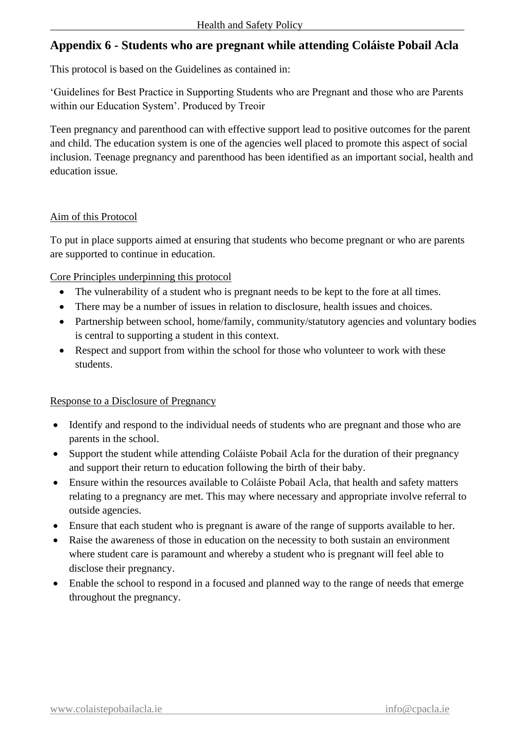## Appendix 6 - Students who are pregnant while attending Coláiste Pobail Acla

This protocol is based on the Guidelines as contained in:

'Guidelines for Best Practice in Supporting Students who are Pregnant and those who are Parents within our Education System'. Produced by Treoir

Teen pregnancy and parenthood can with effective support lead to positive outcomes for the parent and child. The education system is one of the agencies well placed to promote this aspect of social inclusion. Teenage pregnancy and parenthood has been identified as an important social, health and education issue.

### Aim of this Protocol

To put in place supports aimed at ensuring that students who become pregnant or who are parents are supported to continue in education.

### Core Principles underpinning this protocol

- The vulnerability of a student who is pregnant needs to be kept to the fore at all times.
- There may be a number of issues in relation to disclosure, health issues and choices.
- Partnership between school, home/family, community/statutory agencies and voluntary bodies is central to supporting a student in this context.
- Respect and support from within the school for those who volunteer to work with these students.

### Response to a Disclosure of Pregnancy

- Identify and respond to the individual needs of students who are pregnant and those who are parents in the school.
- Support the student while attending Coláiste Pobail Acla for the duration of their pregnancy and support their return to education following the birth of their baby.
- Ensure within the resources available to Coláiste Pobail Acla, that health and safety matters relating to a pregnancy are met. This may where necessary and appropriate involve referral to outside agencies.
- Ensure that each student who is pregnant is aware of the range of supports available to her.
- Raise the awareness of those in education on the necessity to both sustain an environment where student care is paramount and whereby a student who is pregnant will feel able to disclose their pregnancy.
- Enable the school to respond in a focused and planned way to the range of needs that emerge throughout the pregnancy.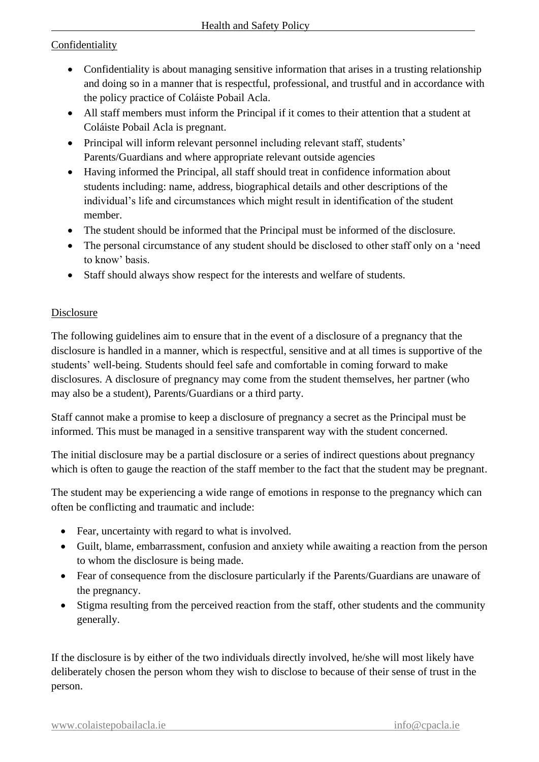Confidentiality

- Confidentiality is about managing sensitive information that arises in a trusting relationship and doing so in a manner that is respectful, professional, and trustful and in accordance with the policy practice of Coláiste Pobail Acla.
- All staff members must inform the Principal if it comes to their attention that a student at Coláiste Pobail Acla is pregnant.
- Principal will inform relevant personnel including relevant staff, students' Parents/Guardians and where appropriate relevant outside agencies
- Having informed the Principal, all staff should treat in confidence information about students including: name, address, biographical details and other descriptions of the individual's life and circumstances which might result in identification of the student member.
- The student should be informed that the Principal must be informed of the disclosure.
- The personal circumstance of any student should be disclosed to other staff only on a 'need to know' basis.
- Staff should always show respect for the interests and welfare of students.

Disclosure

The following guidelines aim to ensure that in the event of a disclosure of a pregnancy that the disclosure is handled in a manner, which is respectful, sensitive and at all times is supportive of the students' well-being. Students should feel safe and comfortable in coming forward to make disclosures. A disclosure of pregnancy may come from the student themselves, her partner (who may also be a student), Parents/Guardians or a third party.

Staff cannot make a promise to keep a disclosure of pregnancy a secret as the Principal must be informed. This must be managed in a sensitive transparent way with the student concerned.

The initial disclosure may be a partial disclosure or a series of indirect questions about pregnancy which is often to gauge the reaction of the staff member to the fact that the student may be pregnant.

The student may be experiencing a wide range of emotions in response to the pregnancy which can often be conflicting and traumatic and include:

- Fear, uncertainty with regard to what is involved.
- Guilt, blame, embarrassment, confusion and anxiety while awaiting a reaction from the person to whom the disclosure is being made.
- Fear of consequence from the disclosure particularly if the Parents/Guardians are unaware of the pregnancy.
- Stigma resulting from the perceived reaction from the staff, other students and the community generally.

If the disclosure is by either of the two individuals directly involved, he/she will most likely have deliberately chosen the person whom they wish to disclose to because of their sense of trust in the person.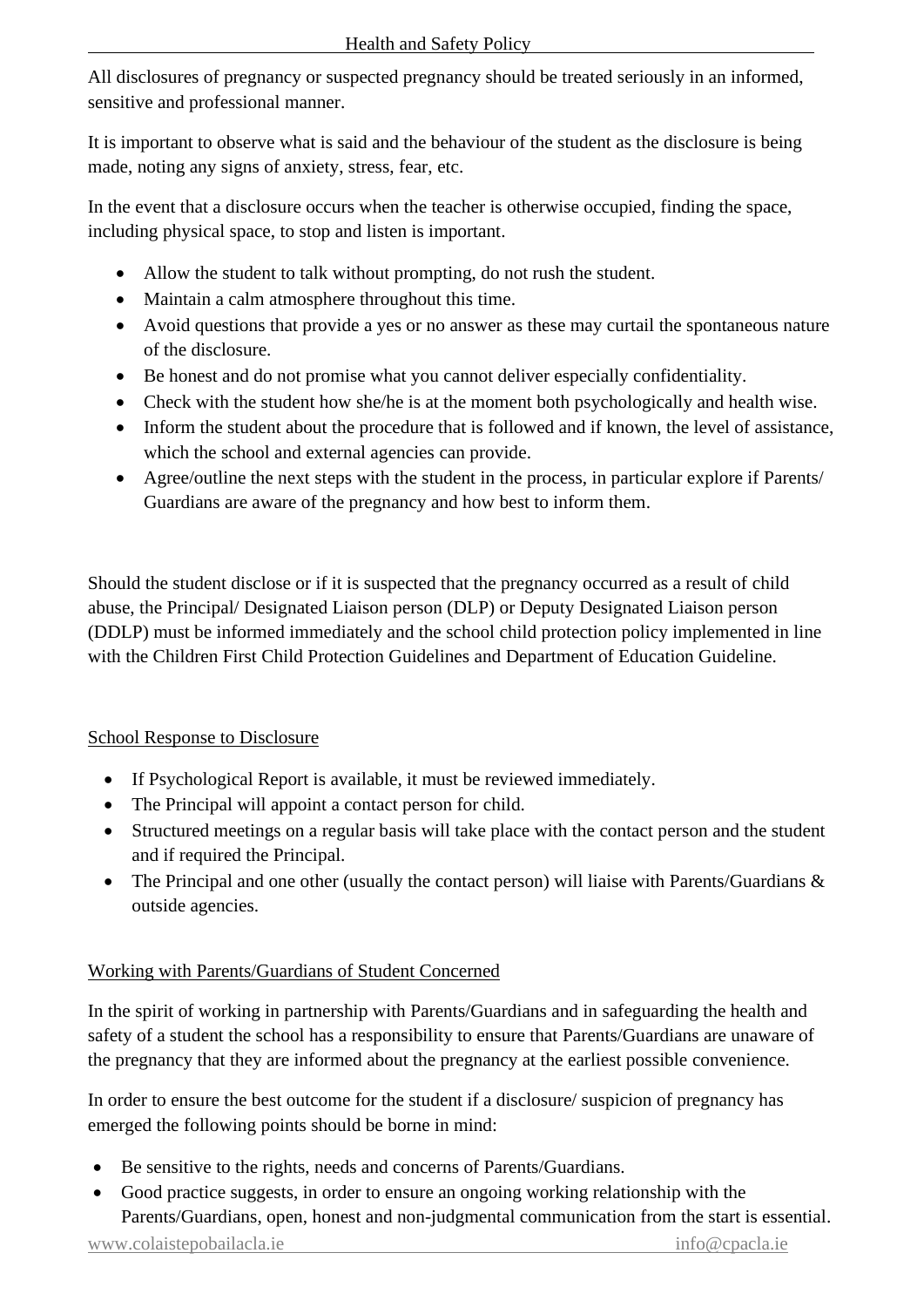All disclosures of pregnancy or suspected pregnancy should be treated seriously in an informed, sensitive and professional manner.

It is important to observe what is said and the behaviour of the student as the disclosure is being made, noting any signs of anxiety, stress, fear, etc.

In the event that a disclosure occurs when the teacher is otherwise occupied, finding the space, including physical space, to stop and listen is important.

- Allow the student to talk without prompting, do not rush the student.
- Maintain a calm atmosphere throughout this time.
- Avoid questions that provide a yes or no answer as these may curtail the spontaneous nature of the disclosure.
- Be honest and do not promise what you cannot deliver especially confidentiality.
- Check with the student how she/he is at the moment both psychologically and health wise.
- Inform the student about the procedure that is followed and if known, the level of assistance, which the school and external agencies can provide.
- Agree/outline the next steps with the student in the process, in particular explore if Parents/ Guardians are aware of the pregnancy and how best to inform them.

Should the student disclose or if it is suspected that the pregnancy occurred as a result of child abuse, the Principal/ Designated Liaison person (DLP) or Deputy Designated Liaison person (DDLP) must be informed immediately and the school child protection policy implemented in line with the Children First Child Protection Guidelines and Department of Education Guideline.

<u>School Response to Disclosure</u>

- If Psychological Report is available, it must be reviewed immediately.
- The Principal will appoint a contact person for child.
- Structured meetings on a regular basis will take place with the contact person and the student and if required the Principal.
- The Principal and one other (usually the contact person) will liaise with Parents/Guardians & outside agencies.

<u>Working with Parents/Guardians of Student Concerned</u>

In the spirit of working in partnership with Parents/Guardians and in safeguarding the health and safety of a student the school has a responsibility to ensure that Parents/Guardians are unaware of the pregnancy that they are informed about the pregnancy at the earliest possible convenience.

In order to ensure the best outcome for the student if a disclosure/ suspicion of pregnancy has emerged the following points should be borne in mind:

- Be sensitive to the rights, needs and concerns of Parents/Guardians.
- Good practice suggests, in order to ensure an ongoing working relationship with the Parents/Guardians, open, honest and non-judgmental communication from the start is essential.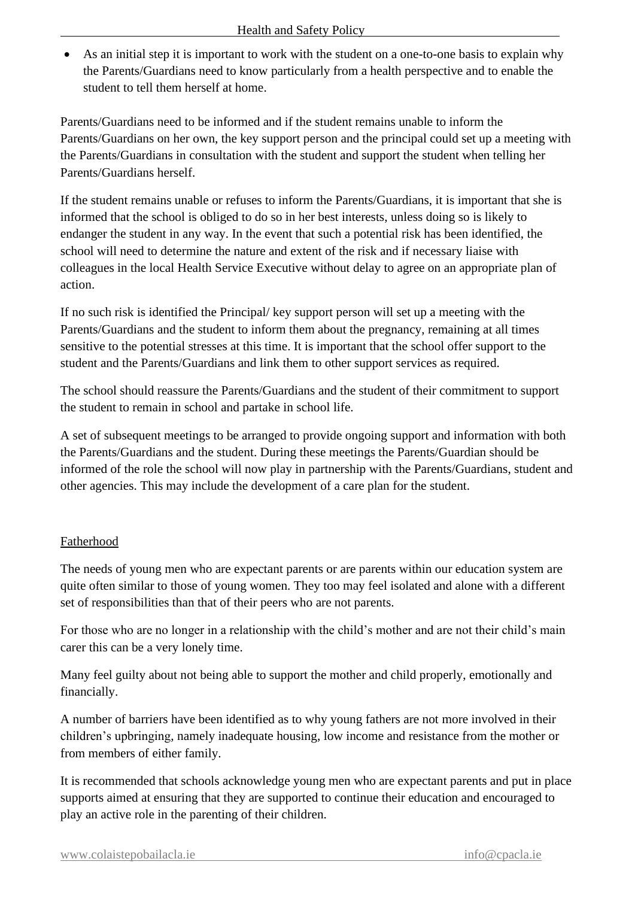- As an initial step it is important to work with the student on a one-to-one basis to explain why the Parents/Guardians need to know particularly from a health perspective and to enable the student to tell them herself at home.

Parents/Guardians need to be informed and if the student remains unable to inform the Parents/Guardians on her own, the key support person and the principal could set up a meeting with the Parents/Guardians in consultation with the student and support the student when telling her Parents/Guardians herself.

If the student remains unable or refuses to inform the Parents/Guardians, it is important that she is informed that the school is obliged to do so in her best interests, unless doing so is likely to endanger the student in any way. In the event that such a potential risk has been identified, the school will need to determine the nature and extent of the risk and if necessary liaise with colleagues in the local Health Service Executive without delay to agree on an appropriate plan of action.

If no such risk is identified the Principal/ key support person will set up a meeting with the Parents/Guardians and the student to inform them about the pregnancy, remaining at all times sensitive to the potential stresses at this time. It is important that the school offer support to the student and the Parents/Guardians and link them to other support services as required.

The school should reassure the Parents/Guardians and the student of their commitment to support the student to remain in school and partake in school life.

A set of subsequent meetings to be arranged to provide ongoing support and information with both the Parents/Guardians and the student. During these meetings the Parents/Guardian should be informed of the role the school will now play in partnership with the Parents/Guardians, student and other agencies. This may include the development of a care plan for the student.

## Fatherhood

The needs of young men who are expectant parents or are parents within our education system are quite often similar to those of young women. They too may feel isolated and alone with a different set of responsibilities than that of their peers who are not parents.

For those who are no longer in a relationship with the child's mother and are not their child's main carer this can be a very lonely time.

Many feel guilty about not being able to support the mother and child properly, emotionally and financially.

A number of barriers have been identified as to why young fathers are not more involved in their children's upbringing, namely inadequate housing, low income and resistance from the mother or from members of either family.

It is recommended that schools acknowledge young men who are expectant parents and put in place supports aimed at ensuring that they are supported to continue their education and encouraged to play an active role in the parenting of their children.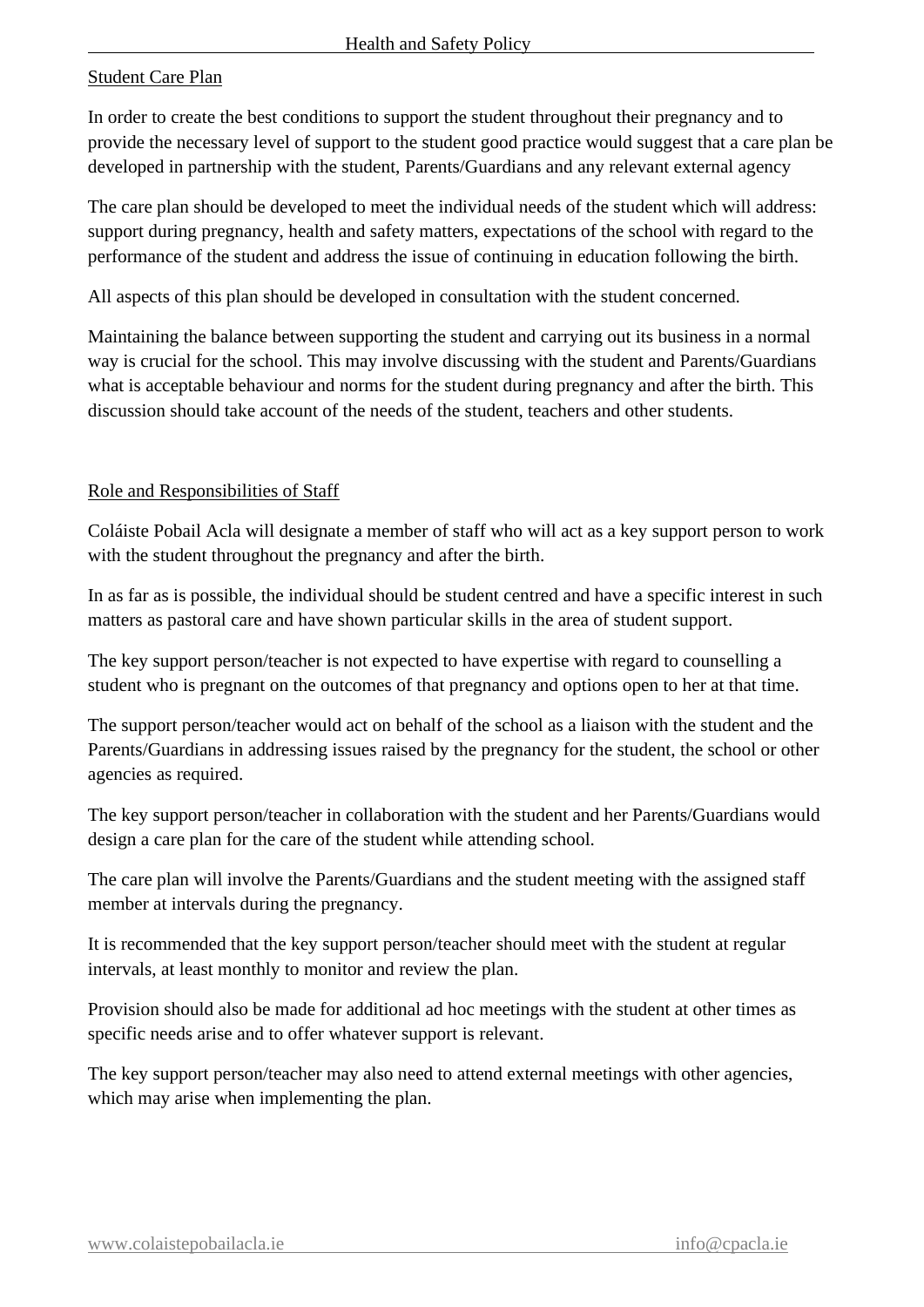## Student Care Plan

In order to create the best conditions to support the student throughout their pregnancy and to provide the necessary level of support to the student good practice would suggest that a care plan be developed in partnership with the student, Parents/Guardians and any relevant external agency

The care plan should be developed to meet the individual needs of the student which will address: support during pregnancy, health and safety matters, expectations of the school with regard to the performance of the student and address the issue of continuing in education following the birth.

All aspects of this plan should be developed in consultation with the student concerned.

Maintaining the balance between supporting the student and carrying out its business in a normal way is crucial for the school. This may involve discussing with the student and Parents/Guardians what is acceptable behaviour and norms for the student during pregnancy and after the birth. This discussion should take account of the needs of the student, teachers and other students.

## Role and Responsibilities of Staff

Coláiste Pobail Acla will designate a member of staff who will act as a key support person to work with the student throughout the pregnancy and after the birth.

In as far as is possible, the individual should be student centred and have a specific interest in such matters as pastoral care and have shown particular skills in the area of student support.

The key support person/teacher is not expected to have expertise with regard to counselling a student who is pregnant on the outcomes of that pregnancy and options open to her at that time.

The support person/teacher would act on behalf of the school as a liaison with the student and the Parents/Guardians in addressing issues raised by the pregnancy for the student, the school or other agencies as required.

The key support person/teacher in collaboration with the student and her Parents/Guardians would design a care plan for the care of the student while attending school.

The care plan will involve the Parents/Guardians and the student meeting with the assigned staff member at intervals during the pregnancy.

It is recommended that the key support person/teacher should meet with the student at regular intervals, at least monthly to monitor and review the plan.

Provision should also be made for additional ad hoc meetings with the student at other times as specific needs arise and to offer whatever support is relevant.

The key support person/teacher may also need to attend external meetings with other agencies, which may arise when implementing the plan.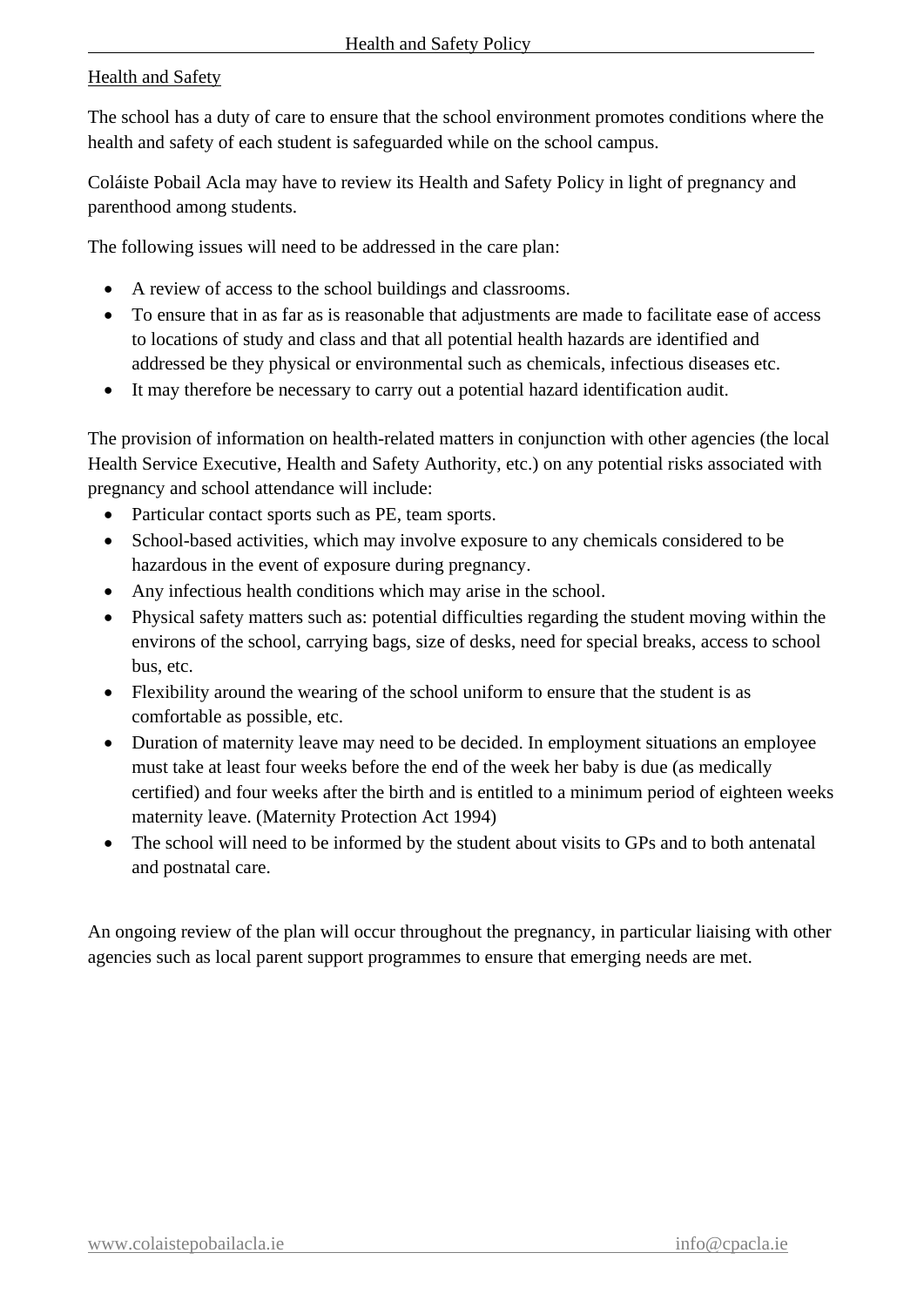## Health and Safety

The school has a duty of care to ensure that the school environment promotes conditions where the health and safety of each student is safeguarded while on the school campus.

Coláiste Pobail Acla may have to review its Health and Safety Policy in light of pregnancy and parenthood among students.

The following issues will need to be addressed in the care plan:

- A review of access to the school buildings and classrooms.
- To ensure that in as far as is reasonable that adjustments are made to facilitate ease of access to locations of study and class and that all potential health hazards are identified and addressed be they physical or environmental such as chemicals, infectious diseases etc.
- It may therefore be necessary to carry out a potential hazard identification audit.

The provision of information on health-related matters in conjunction with other agencies (the local Health Service Executive, Health and Safety Authority, etc.) on any potential risks associated with pregnancy and school attendance will include:

- Particular contact sports such as PE, team sports.
- School-based activities, which may involve exposure to any chemicals considered to be hazardous in the event of exposure during pregnancy.
- Any infectious health conditions which may arise in the school.
- Physical safety matters such as: potential difficulties regarding the student moving within the environs of the school, carrying bags, size of desks, need for special breaks, access to school bus, etc.
- Flexibility around the wearing of the school uniform to ensure that the student is as comfortable as possible, etc.
- Duration of maternity leave may need to be decided. In employment situations an employee must take at least four weeks before the end of the week her baby is due (as medically certified) and four weeks after the birth and is entitled to a minimum period of eighteen weeks maternity leave. (Maternity Protection Act 1994)
- The school will need to be informed by the student about visits to GPs and to both antenatal and postnatal care.

An ongoing review of the plan will occur throughout the pregnancy, in particular liaising with other agencies such as local parent support programmes to ensure that emerging needs are met.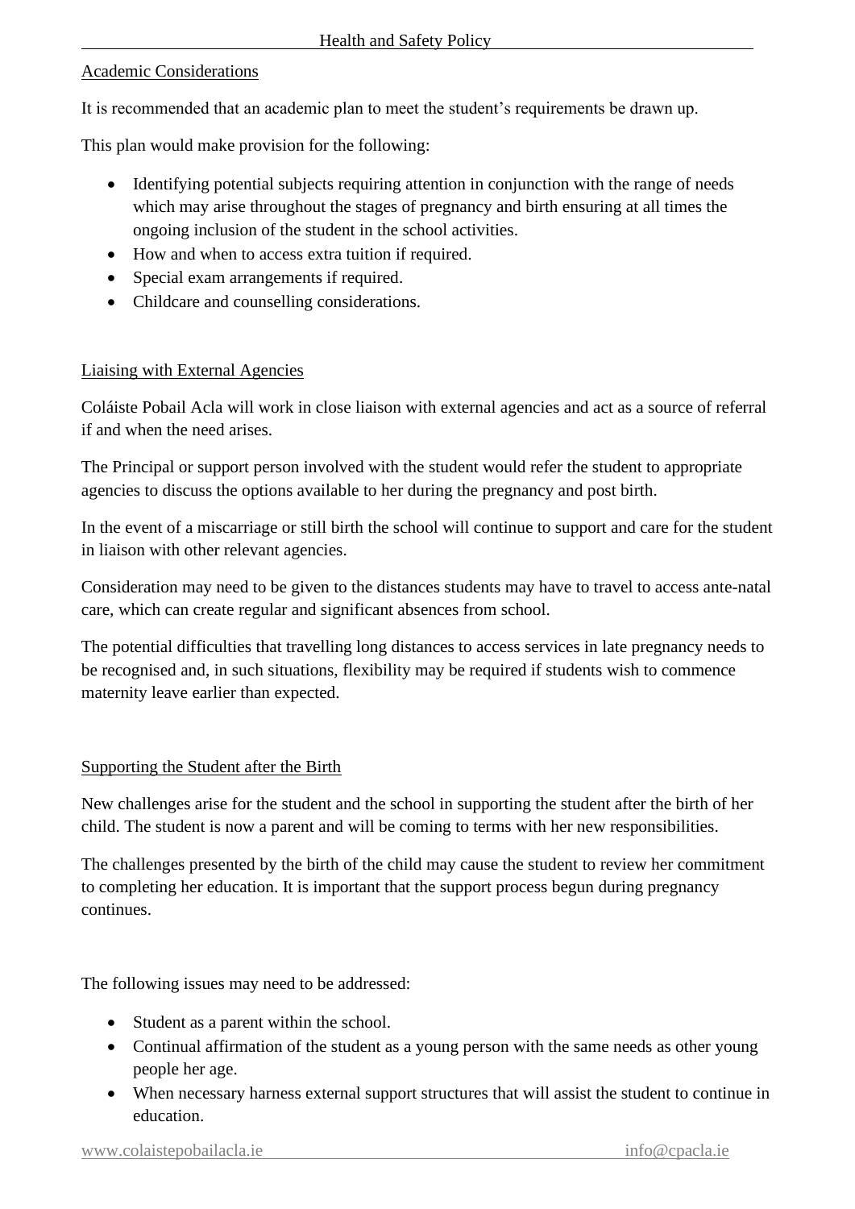## Academic Considerations

It is recommended that an academic plan to meet the student's requirements be drawn up.

This plan would make provision for the following:

- Identifying potential subjects requiring attention in conjunction with the range of needs which may arise throughout the stages of pregnancy and birth ensuring at all times the ongoing inclusion of the student in the school activities.
- How and when to access extra tuition if required.
- Special exam arrangements if required.
- Childcare and counselling considerations.

## Liaising with External Agencies

Coláiste Pobail Acla will work in close liaison with external agencies and act as a source of referral if and when the need arises.

The Principal or support person involved with the student would refer the student to appropriate agencies to discuss the options available to her during the pregnancy and post birth.

In the event of a miscarriage or still birth the school will continue to support and care for the student in liaison with other relevant agencies.

Consideration may need to be given to the distances students may have to travel to access ante-natal care, which can create regular and significant absences from school.

The potential difficulties that travelling long distances to access services in late pregnancy needs to be recognised and, in such situations, flexibility may be required if students wish to commence maternity leave earlier than expected.

## Supporting the Student after the Birth

New challenges arise for the student and the school in supporting the student after the birth of her child. The student is now a parent and will be coming to terms with her new responsibilities.

The challenges presented by the birth of the child may cause the student to review her commitment to completing her education. It is important that the support process begun during pregnancy continues.

The following issues may need to be addressed:

- Student as a parent within the school.
- Continual affirmation of the student as a young person with the same needs as other young people her age.
- When necessary harness external support structures that will assist the student to continue in education.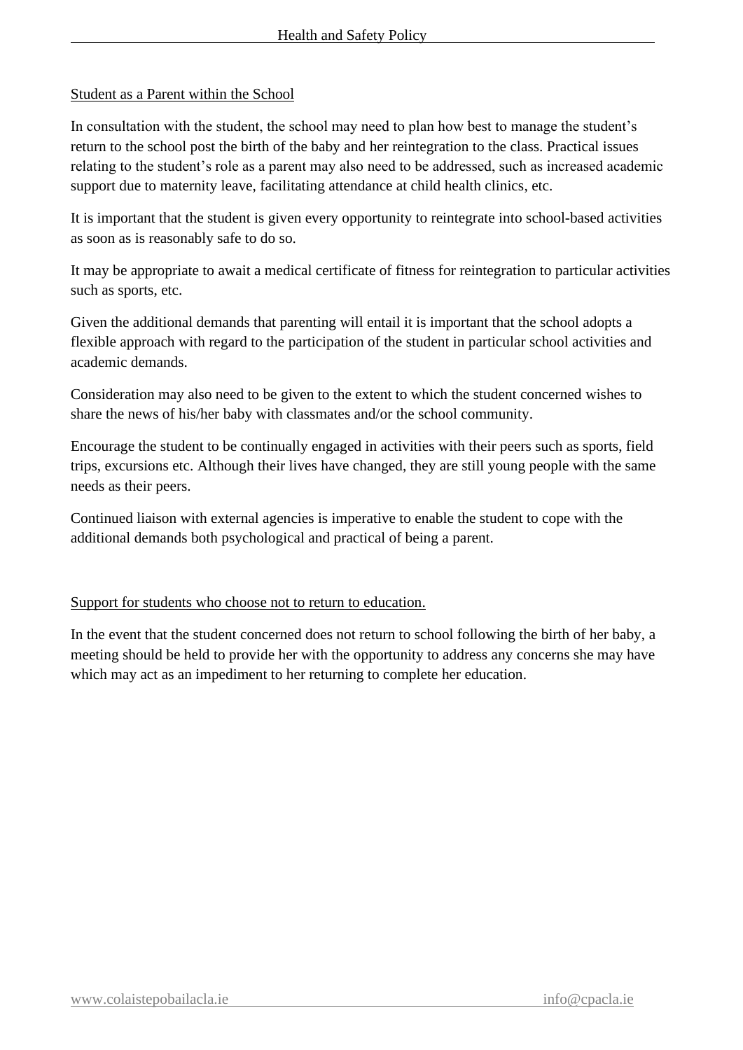## Student as a Parent within the School

In consultation with the student, the school may need to plan how best to manage the student's return to the school post the birth of the baby and her reintegration to the class. Practical issues relating to the student's role as a parent may also need to be addressed, such as increased academic support due to maternity leave, facilitating attendance at child health clinics, etc.

It is important that the student is given every opportunity to reintegrate into school-based activities as soon as is reasonably safe to do so.

It may be appropriate to await a medical certificate of fitness for reintegration to particular activities such as sports, etc.

Given the additional demands that parenting will entail it is important that the school adopts a flexible approach with regard to the participation of the student in particular school activities and academic demands.

Consideration may also need to be given to the extent to which the student concerned wishes to share the news of his/her baby with classmates and/or the school community.

Encourage the student to be continually engaged in activities with their peers such as sports, field trips, excursions etc. Although their lives have changed, they are still young people with the same needs as their peers.

Continued liaison with external agencies is imperative to enable the student to cope with the additional demands both psychological and practical of being a parent.

## Support for students who choose not to return to education.

In the event that the student concerned does not return to school following the birth of her baby, a meeting should be held to provide her with the opportunity to address any concerns she may have which may act as an impediment to her returning to complete her education.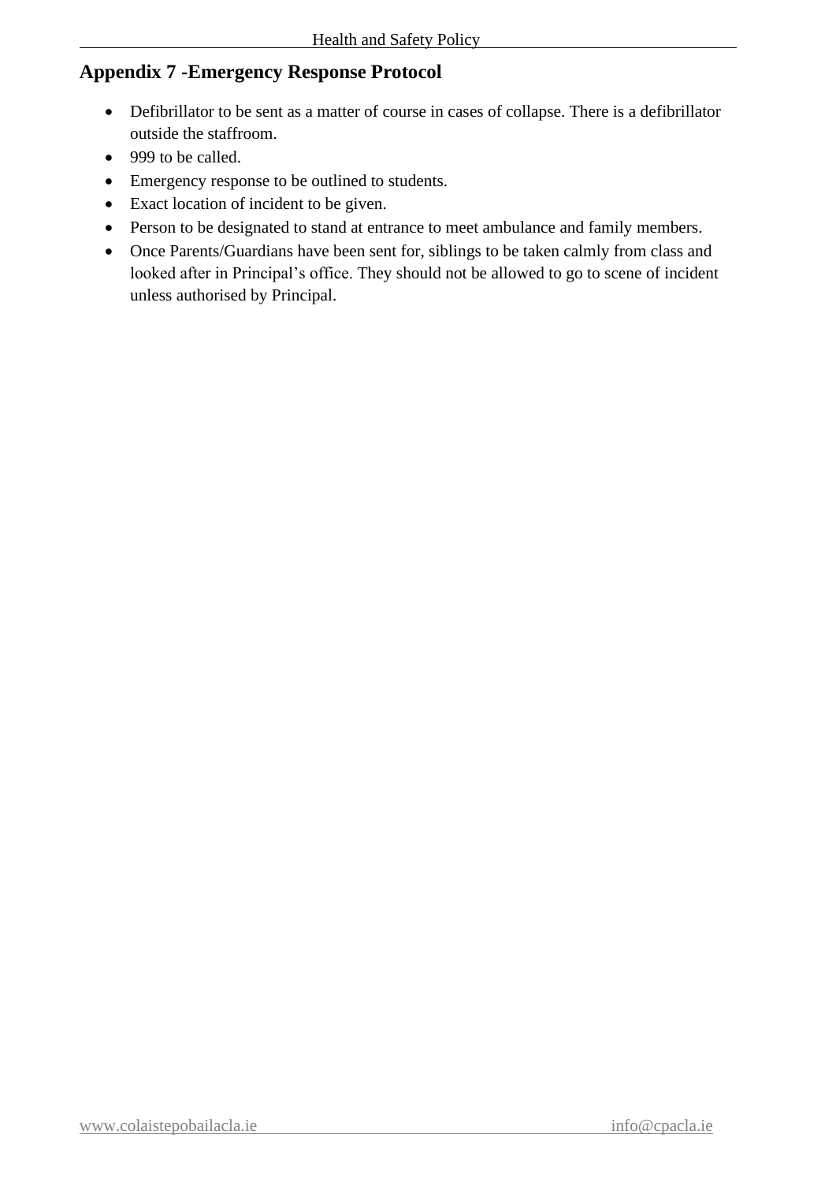## Appendix 7 -Emergency Response Protocol

- Defibrillator to be sent as a matter of course in cases of collapse. There is a defibrillator outside the staffroom.
- 999 to be called.
- Emergency response to be outlined to students.
- Exact location of incident to be given.
- Person to be designated to stand at entrance to meet ambulance and family members.
- Once Parents/Guardians have been sent for, siblings to be taken calmly from class and looked after in Principal's office. They should not be allowed to go to scene of incident unless authorised by Principal.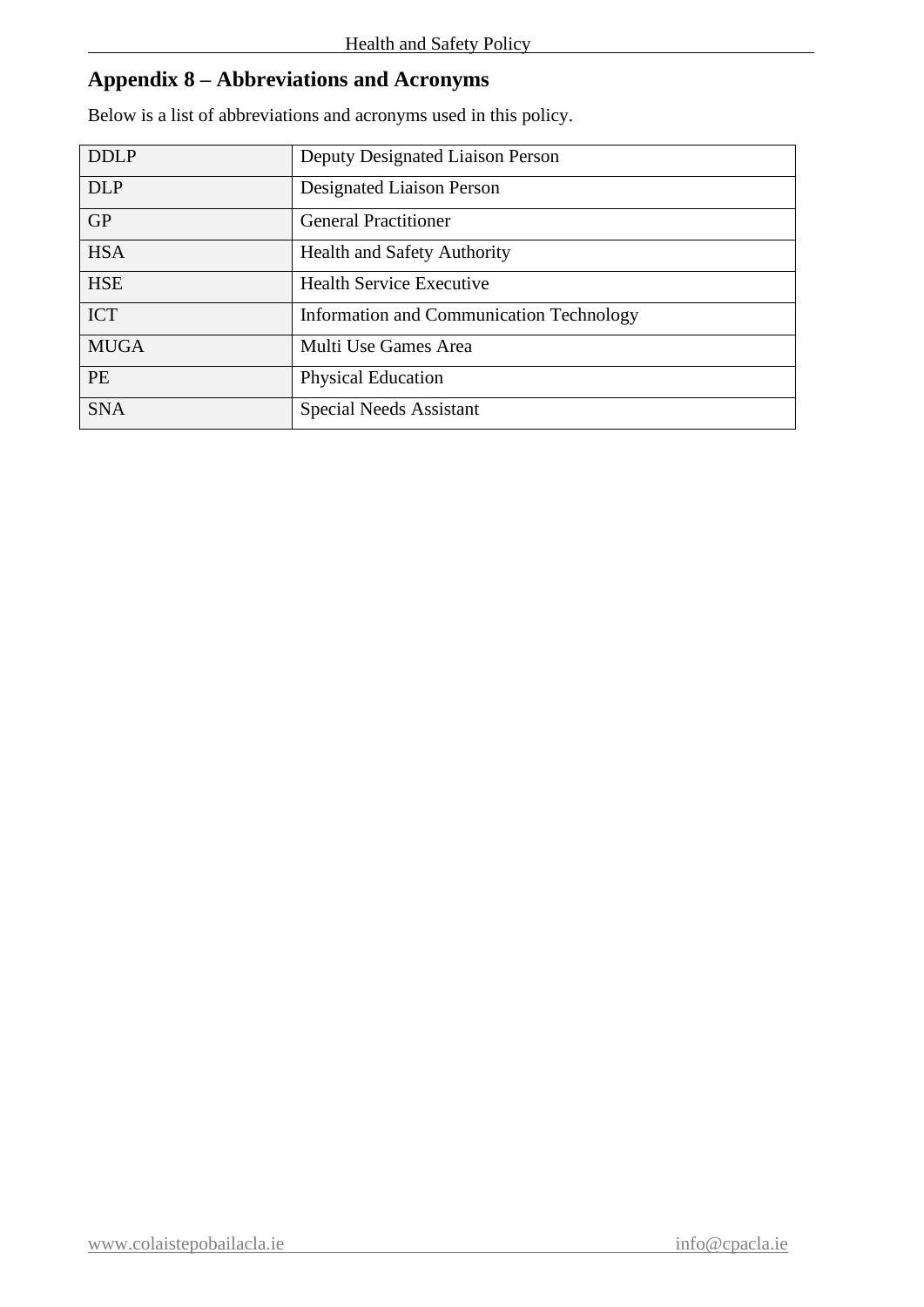## Appendix 8 – Abbreviations and Acronyms

Below is a list of abbreviations and acronyms used in this policy.

| | |
|---|---|
| DDLP | Deputy Designated Liaison Person |
| DLP | Designated Liaison Person |
| GP | General Practitioner |
| HSA | Health and Safety Authority |
| HSE | Health Service Executive |
| ICT | Information and Communication Technology |
| MUGA | Multi Use Games Area |
| PE | Physical Education |
| SNA | Special Needs Assistant |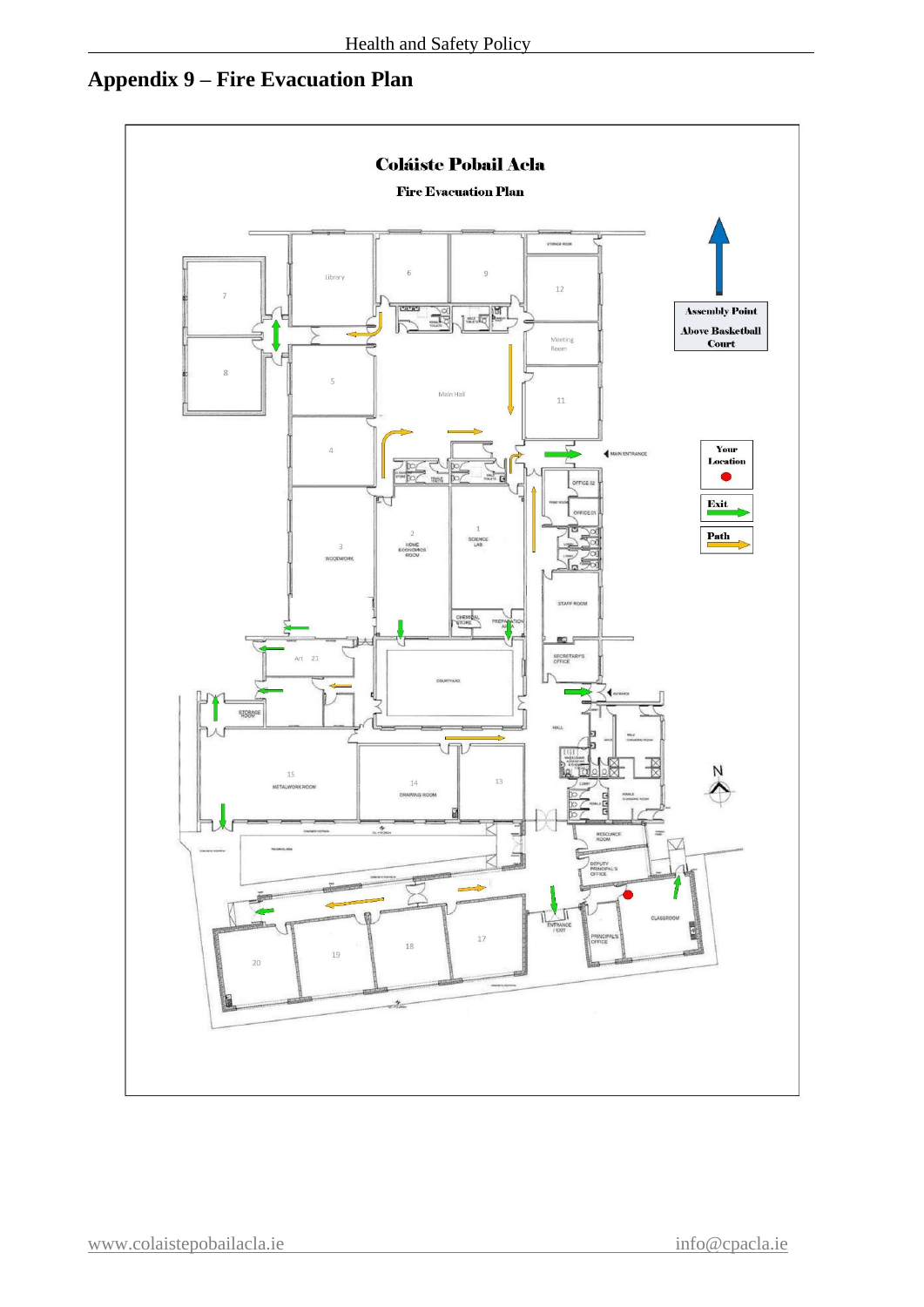# Appendix 9 – Fire Evacuation Plan

Coláiste Pobail Acla

Fire Evacuation Plan

Assembly Point

Above Basketball Court

Your Location

Exit

Path

Library

6

9

12

7

8

Meeting Room

5

Main Hall

11

4

MAIN ENTRANCE

OFFICE 02

OFFICE 01

3

WOODWORK

2

HOME ECONOMICS ROOM

1

SCIENCE LAB

CHEMICAL STORE

PREPARATION AREA

STAFF ROOM

SECRETARY'S OFFICE

Art 21

COURTYARD

ENTRANCE

STORAGE ROOM

HALL

15

METALWORK ROOM

14

DRAWING ROOM

13

N

RESOURCE ROOM

DEPUTY PRINCIPAL'S OFFICE

CLASSROOM

ENTRANCE / EXIT

PRINCIPAL'S OFFICE

20

19

18

17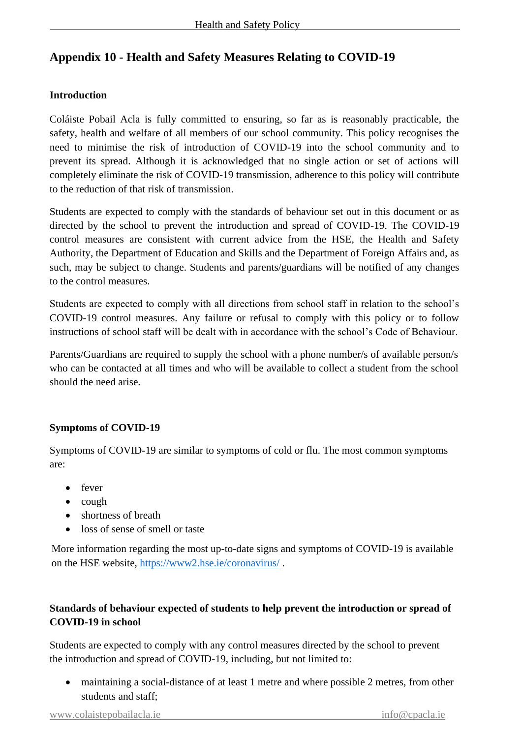## Appendix 10 - Health and Safety Measures Relating to COVID-19

### Introduction

Coláiste Pobail Acla is fully committed to ensuring, so far as is reasonably practicable, the safety, health and welfare of all members of our school community. This policy recognises the need to minimise the risk of introduction of COVID-19 into the school community and to prevent its spread. Although it is acknowledged that no single action or set of actions will completely eliminate the risk of COVID-19 transmission, adherence to this policy will contribute to the reduction of that risk of transmission.

Students are expected to comply with the standards of behaviour set out in this document or as directed by the school to prevent the introduction and spread of COVID-19. The COVID-19 control measures are consistent with current advice from the HSE, the Health and Safety Authority, the Department of Education and Skills and the Department of Foreign Affairs and, as such, may be subject to change. Students and parents/guardians will be notified of any changes to the control measures.

Students are expected to comply with all directions from school staff in relation to the school's COVID-19 control measures. Any failure or refusal to comply with this policy or to follow instructions of school staff will be dealt with in accordance with the school's Code of Behaviour.

Parents/Guardians are required to supply the school with a phone number/s of available person/s who can be contacted at all times and who will be available to collect a student from the school should the need arise.

### Symptoms of COVID-19

Symptoms of COVID-19 are similar to symptoms of cold or flu. The most common symptoms are:

- fever
- cough
- shortness of breath
- loss of sense of smell or taste

More information regarding the most up-to-date signs and symptoms of COVID-19 is available on the HSE website, https://www2.hse.ie/coronavirus/ .

### Standards of behaviour expected of students to help prevent the introduction or spread of COVID-19 in school

Students are expected to comply with any control measures directed by the school to prevent the introduction and spread of COVID-19, including, but not limited to:

- maintaining a social-distance of at least 1 metre and where possible 2 metres, from other students and staff;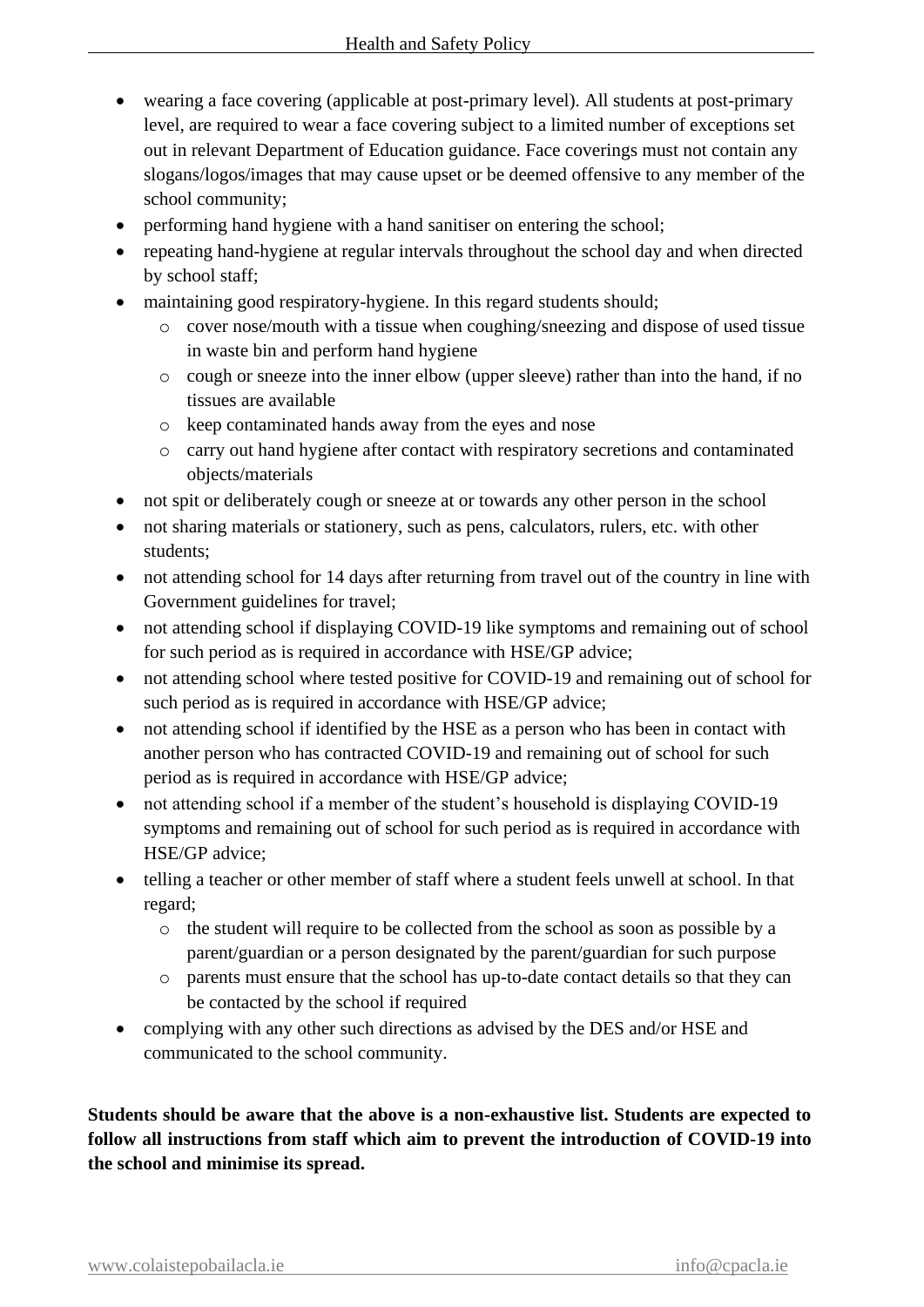- wearing a face covering (applicable at post-primary level). All students at post-primary level, are required to wear a face covering subject to a limited number of exceptions set out in relevant Department of Education guidance. Face coverings must not contain any slogans/logos/images that may cause upset or be deemed offensive to any member of the school community;
- performing hand hygiene with a hand sanitiser on entering the school;
- repeating hand-hygiene at regular intervals throughout the school day and when directed by school staff;
- maintaining good respiratory-hygiene. In this regard students should;
  - cover nose/mouth with a tissue when coughing/sneezing and dispose of used tissue in waste bin and perform hand hygiene
  - cough or sneeze into the inner elbow (upper sleeve) rather than into the hand, if no tissues are available
  - keep contaminated hands away from the eyes and nose
  - carry out hand hygiene after contact with respiratory secretions and contaminated objects/materials
- not spit or deliberately cough or sneeze at or towards any other person in the school
- not sharing materials or stationery, such as pens, calculators, rulers, etc. with other students;
- not attending school for 14 days after returning from travel out of the country in line with Government guidelines for travel;
- not attending school if displaying COVID-19 like symptoms and remaining out of school for such period as is required in accordance with HSE/GP advice;
- not attending school where tested positive for COVID-19 and remaining out of school for such period as is required in accordance with HSE/GP advice;
- not attending school if identified by the HSE as a person who has been in contact with another person who has contracted COVID-19 and remaining out of school for such period as is required in accordance with HSE/GP advice;
- not attending school if a member of the student's household is displaying COVID-19 symptoms and remaining out of school for such period as is required in accordance with HSE/GP advice;
- telling a teacher or other member of staff where a student feels unwell at school. In that regard;
  - the student will require to be collected from the school as soon as possible by a parent/guardian or a person designated by the parent/guardian for such purpose
  - parents must ensure that the school has up-to-date contact details so that they can be contacted by the school if required
- complying with any other such directions as advised by the DES and/or HSE and communicated to the school community.

**Students should be aware that the above is a non-exhaustive list. Students are expected to follow all instructions from staff which aim to prevent the introduction of COVID-19 into the school and minimise its spread.**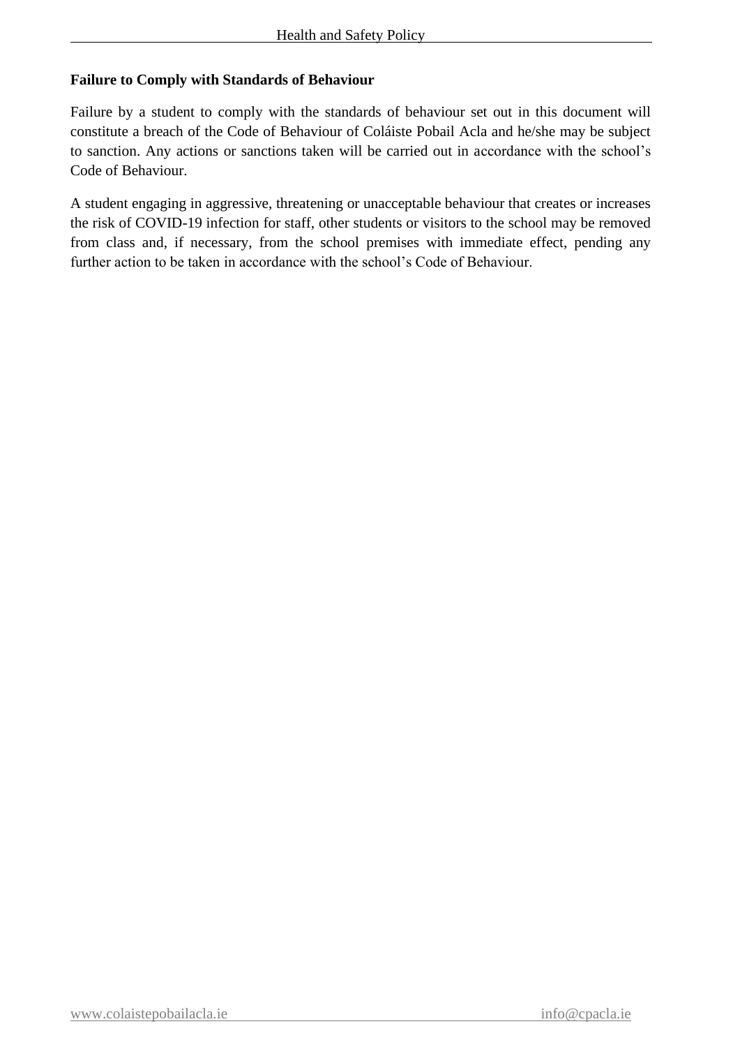**Failure to Comply with Standards of Behaviour**

Failure by a student to comply with the standards of behaviour set out in this document will constitute a breach of the Code of Behaviour of Coláiste Pobail Acla and he/she may be subject to sanction. Any actions or sanctions taken will be carried out in accordance with the school's Code of Behaviour.

A student engaging in aggressive, threatening or unacceptable behaviour that creates or increases the risk of COVID-19 infection for staff, other students or visitors to the school may be removed from class and, if necessary, from the school premises with immediate effect, pending any further action to be taken in accordance with the school's Code of Behaviour.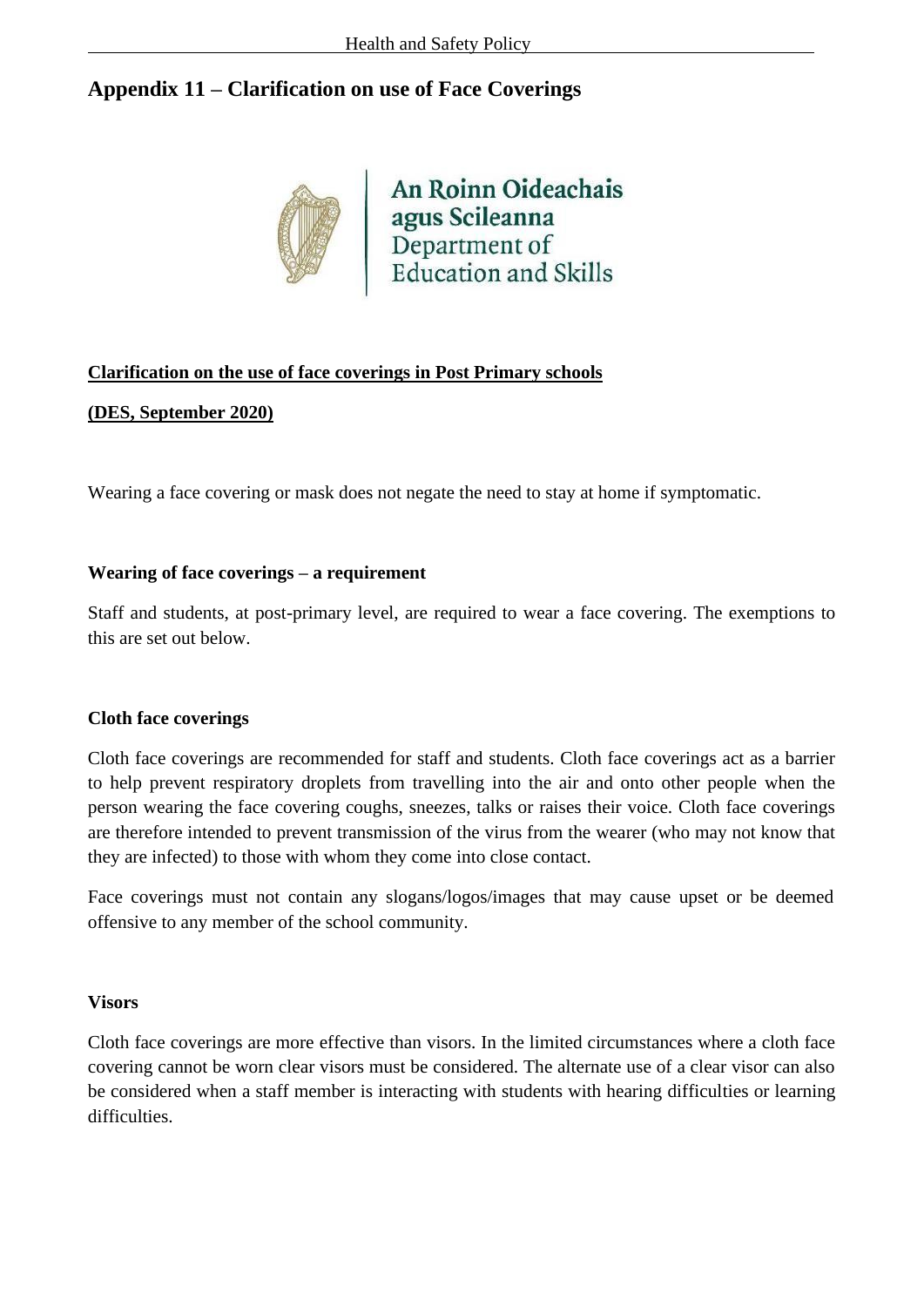## Appendix 11 – Clarification on use of Face Coverings

An Roinn Oideachais agus Scileanna
Department of Education and Skills

**Clarification on the use of face coverings in Post Primary schools**

**(DES, September 2020)**

Wearing a face covering or mask does not negate the need to stay at home if symptomatic.

### Wearing of face coverings – a requirement

Staff and students, at post-primary level, are required to wear a face covering. The exemptions to this are set out below.

### Cloth face coverings

Cloth face coverings are recommended for staff and students. Cloth face coverings act as a barrier to help prevent respiratory droplets from travelling into the air and onto other people when the person wearing the face covering coughs, sneezes, talks or raises their voice. Cloth face coverings are therefore intended to prevent transmission of the virus from the wearer (who may not know that they are infected) to those with whom they come into close contact.

Face coverings must not contain any slogans/logos/images that may cause upset or be deemed offensive to any member of the school community.

### Visors

Cloth face coverings are more effective than visors. In the limited circumstances where a cloth face covering cannot be worn clear visors must be considered. The alternate use of a clear visor can also be considered when a staff member is interacting with students with hearing difficulties or learning difficulties.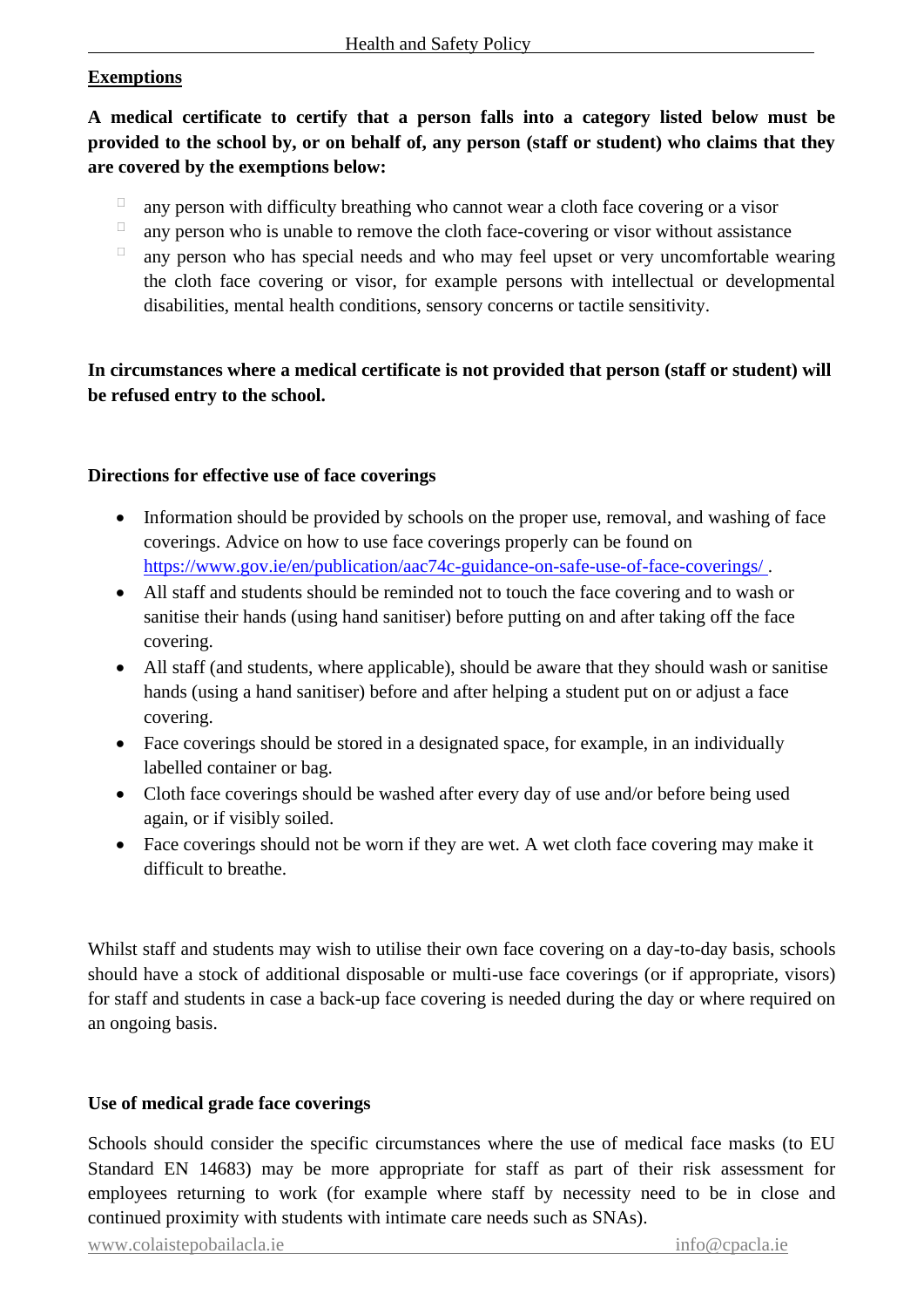**Exemptions**

**A medical certificate to certify that a person falls into a category listed below must be provided to the school by, or on behalf of, any person (staff or student) who claims that they are covered by the exemptions below:**

- any person with difficulty breathing who cannot wear a cloth face covering or a visor
- any person who is unable to remove the cloth face-covering or visor without assistance
- any person who has special needs and who may feel upset or very uncomfortable wearing the cloth face covering or visor, for example persons with intellectual or developmental disabilities, mental health conditions, sensory concerns or tactile sensitivity.

**In circumstances where a medical certificate is not provided that person (staff or student) will be refused entry to the school.**

**Directions for effective use of face coverings**

- Information should be provided by schools on the proper use, removal, and washing of face coverings. Advice on how to use face coverings properly can be found on https://www.gov.ie/en/publication/aac74c-guidance-on-safe-use-of-face-coverings/ .
- All staff and students should be reminded not to touch the face covering and to wash or sanitise their hands (using hand sanitiser) before putting on and after taking off the face covering.
- All staff (and students, where applicable), should be aware that they should wash or sanitise hands (using a hand sanitiser) before and after helping a student put on or adjust a face covering.
- Face coverings should be stored in a designated space, for example, in an individually labelled container or bag.
- Cloth face coverings should be washed after every day of use and/or before being used again, or if visibly soiled.
- Face coverings should not be worn if they are wet. A wet cloth face covering may make it difficult to breathe.

Whilst staff and students may wish to utilise their own face covering on a day-to-day basis, schools should have a stock of additional disposable or multi-use face coverings (or if appropriate, visors) for staff and students in case a back-up face covering is needed during the day or where required on an ongoing basis.

**Use of medical grade face coverings**

Schools should consider the specific circumstances where the use of medical face masks (to EU Standard EN 14683) may be more appropriate for staff as part of their risk assessment for employees returning to work (for example where staff by necessity need to be in close and continued proximity with students with intimate care needs such as SNAs).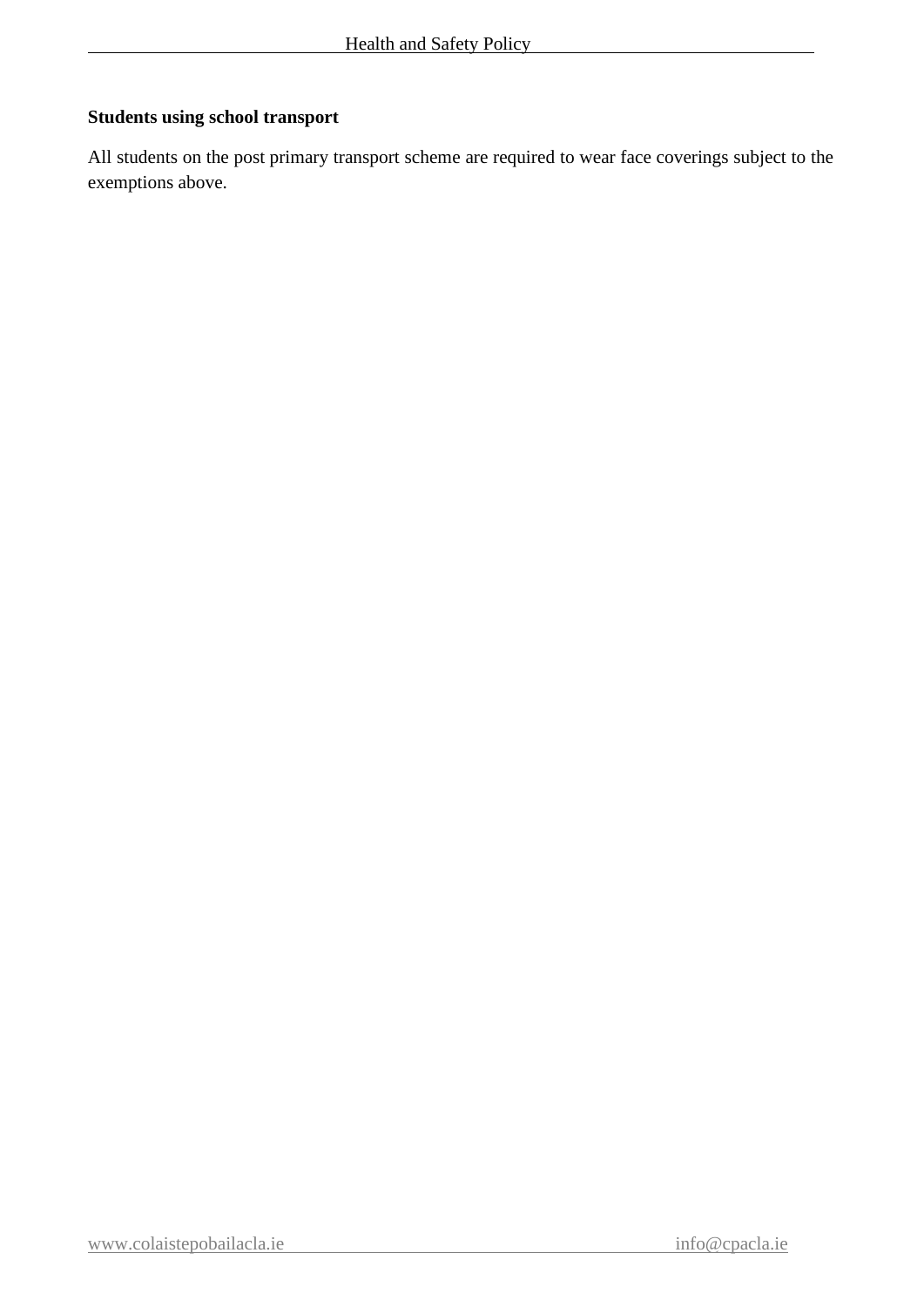**Students using school transport**

All students on the post primary transport scheme are required to wear face coverings subject to the exemptions above.